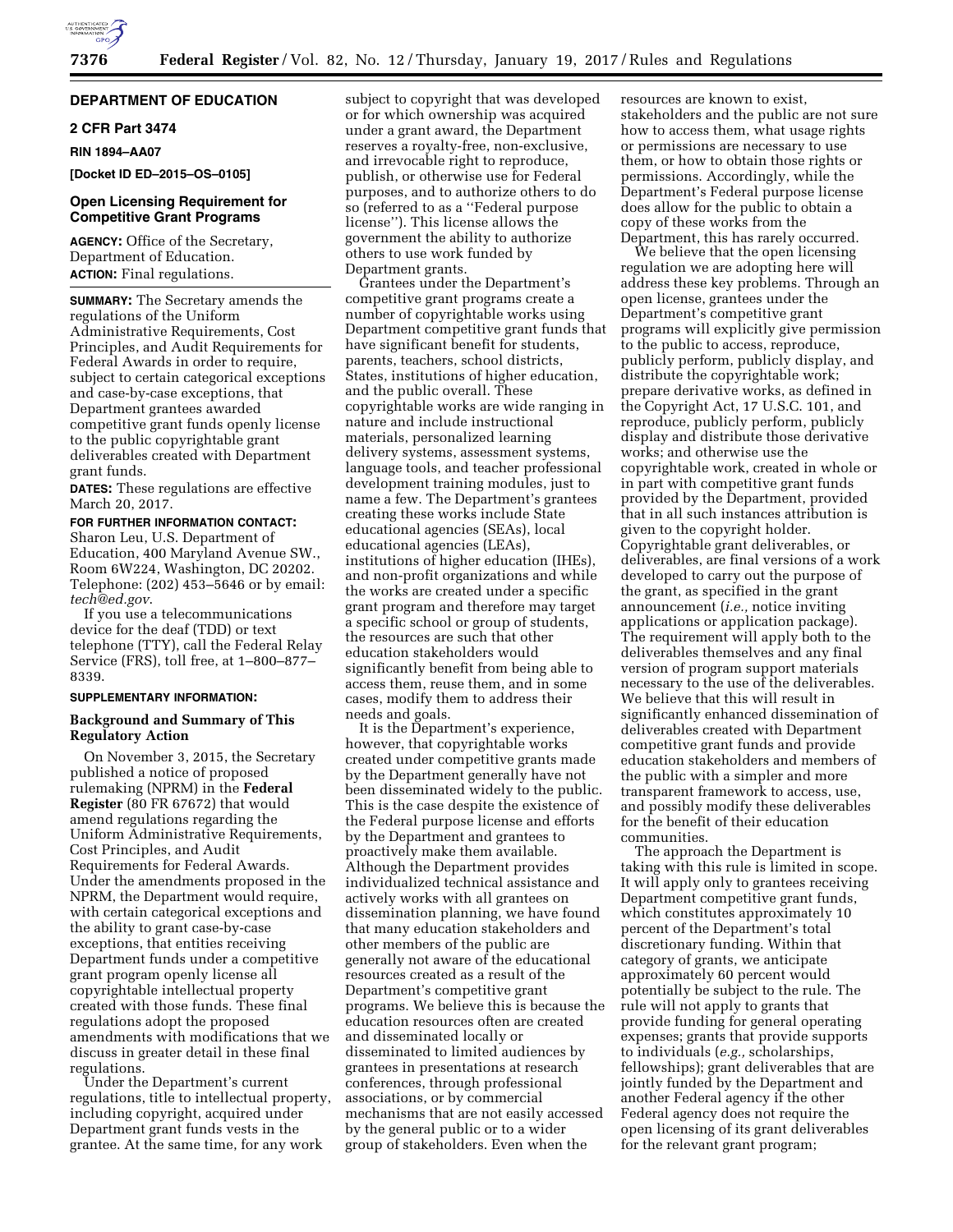## DEPARTMENT OF EDUCATION

### 2 CFR Part 3474

**RIN 1894–AA07**

**[Docket ID ED–2015–OS–0105]**

## Open Licensing Requirement for Competitive Grant Programs

**AGENCY:** Office of the Secretary, Department of Education.

**ACTION:** Final regulations.

**SUMMARY:** The Secretary amends the regulations of the Uniform Administrative Requirements, Cost Principles, and Audit Requirements for Federal Awards in order to require, subject to certain categorical exceptions and case-by-case exceptions, that Department grantees awarded competitive grant funds openly license to the public copyrightable grant deliverables created with Department grant funds.

**DATES:** These regulations are effective March 20, 2017.

**FOR FURTHER INFORMATION CONTACT:** Sharon Leu, U.S. Department of Education, 400 Maryland Avenue SW., Room 6W224, Washington, DC 20202. Telephone: (202) 453–5646 or by email: *tech@ed.gov*.

If you use a telecommunications device for the deaf (TDD) or text telephone (TTY), call the Federal Relay Service (FRS), toll free, at 1–800–877–8339.

**SUPPLEMENTARY INFORMATION:**

### Background and Summary of This Regulatory Action

On November 3, 2015, the Secretary published a notice of proposed rulemaking (NPRM) in the **Federal Register** (80 FR 67672) that would amend regulations regarding the Uniform Administrative Requirements, Cost Principles, and Audit Requirements for Federal Awards. Under the amendments proposed in the NPRM, the Department would require, with certain categorical exceptions and the ability to grant case-by-case exceptions, that entities receiving Department funds under a competitive grant program openly license all copyrightable intellectual property created with those funds. These final regulations adopt the proposed amendments with modifications that we discuss in greater detail in these final regulations.

Under the Department's current regulations, title to intellectual property, including copyright, acquired under Department grant funds vests in the grantee. At the same time, for any work subject to copyright that was developed or for which ownership was acquired under a grant award, the Department reserves a royalty-free, non-exclusive, and irrevocable right to reproduce, publish, or otherwise use for Federal purposes, and to authorize others to do so (referred to as a "Federal purpose license"). This license allows the government the ability to authorize others to use work funded by Department grants.

Grantees under the Department's competitive grant programs create a number of copyrightable works using Department competitive grant funds that have significant benefit for students, parents, teachers, school districts, States, institutions of higher education, and the public overall. These copyrightable works are wide ranging in nature and include instructional materials, personalized learning delivery systems, assessment systems, language tools, and teacher professional development training modules, just to name a few. The Department's grantees creating these works include State educational agencies (SEAs), local educational agencies (LEAs), institutions of higher education (IHEs), and non-profit organizations and while the works are created under a specific grant program and therefore may target a specific school or group of students, the resources are such that other education stakeholders would significantly benefit from being able to access them, reuse them, and in some cases, modify them to address their needs and goals.

It is the Department's experience, however, that copyrightable works created under competitive grants made by the Department generally have not been disseminated widely to the public. This is the case despite the existence of the Federal purpose license and efforts by the Department and grantees to proactively make them available. Although the Department provides individualized technical assistance and actively works with all grantees on dissemination planning, we have found that many education stakeholders and other members of the public are generally not aware of the educational resources created as a result of the Department's competitive grant programs. We believe this is because the education resources often are created and disseminated locally or disseminated to limited audiences by grantees in presentations at research conferences, through professional associations, or by commercial mechanisms that are not easily accessed by the general public or to a wider group of stakeholders. Even when the resources are known to exist, stakeholders and the public are not sure how to access them, what usage rights or permissions are necessary to use them, or how to obtain those rights or permissions. Accordingly, while the Department's Federal purpose license does allow for the public to obtain a copy of these works from the Department, this has rarely occurred.

We believe that the open licensing regulation we are adopting here will address these key problems. Through an open license, grantees under the Department's competitive grant programs will explicitly give permission to the public to access, reproduce, publicly perform, publicly display, and distribute the copyrightable work; prepare derivative works, as defined in the Copyright Act, 17 U.S.C. 101, and reproduce, publicly perform, publicly display and distribute those derivative works; and otherwise use the copyrightable work, created in whole or in part with competitive grant funds provided by the Department, provided that in all such instances attribution is given to the copyright holder. Copyrightable grant deliverables, or deliverables, are final versions of a work developed to carry out the purpose of the grant, as specified in the grant announcement (*i.e.,* notice inviting applications or application package). The requirement will apply both to the deliverables themselves and any final version of program support materials necessary to the use of the deliverables. We believe that this will result in significantly enhanced dissemination of deliverables created with Department competitive grant funds and provide education stakeholders and members of the public with a simpler and more transparent framework to access, use, and possibly modify these deliverables for the benefit of their education communities.

The approach the Department is taking with this rule is limited in scope. It will apply only to grantees receiving Department competitive grant funds, which constitutes approximately 10 percent of the Department's total discretionary funding. Within that category of grants, we anticipate approximately 60 percent would potentially be subject to the rule. The rule will not apply to grants that provide funding for general operating expenses; grants that provide supports to individuals (*e.g.,* scholarships, fellowships); grant deliverables that are jointly funded by the Department and another Federal agency if the other Federal agency does not require the open licensing of its grant deliverables for the relevant grant program;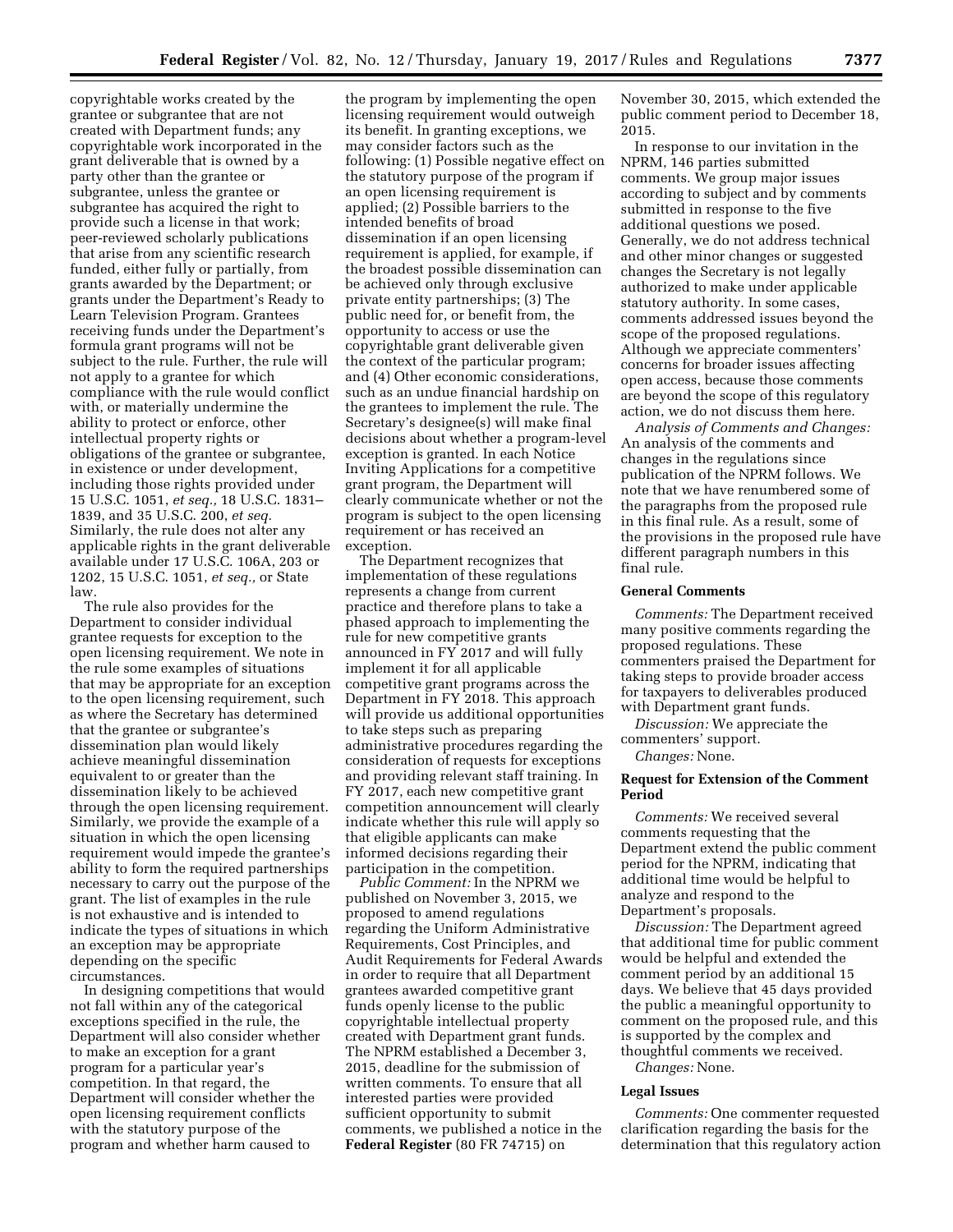copyrightable works created by the grantee or subgrantee that are not created with Department funds; any copyrightable work incorporated in the grant deliverable that is owned by a party other than the grantee or subgrantee, unless the grantee or subgrantee has acquired the right to provide such a license in that work; peer-reviewed scholarly publications that arise from any scientific research funded, either fully or partially, from grants awarded by the Department; or grants under the Department's Ready to Learn Television Program. Grantees receiving funds under the Department's formula grant programs will not be subject to the rule. Further, the rule will not apply to a grantee for which compliance with the rule would conflict with, or materially undermine the ability to protect or enforce, other intellectual property rights or obligations of the grantee or subgrantee, in existence or under development, including those rights provided under 15 U.S.C. 1051, *et seq.,* 18 U.S.C. 1831–1839, and 35 U.S.C. 200, *et seq.* Similarly, the rule does not alter any applicable rights in the grant deliverable available under 17 U.S.C. 106A, 203 or 1202, 15 U.S.C. 1051, *et seq.,* or State law.

The rule also provides for the Department to consider individual grantee requests for exception to the open licensing requirement. We note in the rule some examples of situations that may be appropriate for an exception to the open licensing requirement, such as where the Secretary has determined that the grantee or subgrantee's dissemination plan would likely achieve meaningful dissemination equivalent to or greater than the dissemination likely to be achieved through the open licensing requirement. Similarly, we provide the example of a situation in which the open licensing requirement would impede the grantee's ability to form the required partnerships necessary to carry out the purpose of the grant. The list of examples in the rule is not exhaustive and is intended to indicate the types of situations in which an exception may be appropriate depending on the specific circumstances.

In designing competitions that would not fall within any of the categorical exceptions specified in the rule, the Department will also consider whether to make an exception for a grant program for a particular year's competition. In that regard, the Department will consider whether the open licensing requirement conflicts with the statutory purpose of the program and whether harm caused to the program by implementing the open licensing requirement would outweigh its benefit. In granting exceptions, we may consider factors such as the following: (1) Possible negative effect on the statutory purpose of the program if an open licensing requirement is applied; (2) Possible barriers to the intended benefits of broad dissemination if an open licensing requirement is applied, for example, if the broadest possible dissemination can be achieved only through exclusive private entity partnerships; (3) The public need for, or benefit from, the opportunity to access or use the copyrightable grant deliverable given the context of the particular program; and (4) Other economic considerations, such as an undue financial hardship on the grantees to implement the rule. The Secretary's designee(s) will make final decisions about whether a program-level exception is granted. In each Notice Inviting Applications for a competitive grant program, the Department will clearly communicate whether or not the program is subject to the open licensing requirement or has received an exception.

The Department recognizes that implementation of these regulations represents a change from current practice and therefore plans to take a phased approach to implementing the rule for new competitive grants announced in FY 2017 and will fully implement it for all applicable competitive grant programs across the Department in FY 2018. This approach will provide us additional opportunities to take steps such as preparing administrative procedures regarding the consideration of requests for exceptions and providing relevant staff training. In FY 2017, each new competitive grant competition announcement will clearly indicate whether this rule will apply so that eligible applicants can make informed decisions regarding their participation in the competition.

*Public Comment:* In the NPRM we published on November 3, 2015, we proposed to amend regulations regarding the Uniform Administrative Requirements, Cost Principles, and Audit Requirements for Federal Awards in order to require that all Department grantees awarded competitive grant funds openly license to the public copyrightable intellectual property created with Department grant funds. The NPRM established a December 3, 2015, deadline for the submission of written comments. To ensure that all interested parties were provided sufficient opportunity to submit comments, we published a notice in the **Federal Register** (80 FR 74715) on November 30, 2015, which extended the public comment period to December 18, 2015.

In response to our invitation in the NPRM, 146 parties submitted comments. We group major issues according to subject and by comments submitted in response to the five additional questions we posed. Generally, we do not address technical and other minor changes or suggested changes the Secretary is not legally authorized to make under applicable statutory authority. In some cases, comments addressed issues beyond the scope of the proposed regulations. Although we appreciate commenters' concerns for broader issues affecting open access, because those comments are beyond the scope of this regulatory action, we do not discuss them here.

*Analysis of Comments and Changes:* An analysis of the comments and changes in the regulations since publication of the NPRM follows. We note that we have renumbered some of the paragraphs from the proposed rule in this final rule. As a result, some of the provisions in the proposed rule have different paragraph numbers in this final rule.

### General Comments

*Comments:* The Department received many positive comments regarding the proposed regulations. These commenters praised the Department for taking steps to provide broader access for taxpayers to deliverables produced with Department grant funds.

*Discussion:* We appreciate the commenters' support.

*Changes:* None.

### Request for Extension of the Comment Period

*Comments:* We received several comments requesting that the Department extend the public comment period for the NPRM, indicating that additional time would be helpful to analyze and respond to the Department's proposals.

*Discussion:* The Department agreed that additional time for public comment would be helpful and extended the comment period by an additional 15 days. We believe that 45 days provided the public a meaningful opportunity to comment on the proposed rule, and this is supported by the complex and thoughtful comments we received.

*Changes:* None.

### Legal Issues

*Comments:* One commenter requested clarification regarding the basis for the determination that this regulatory action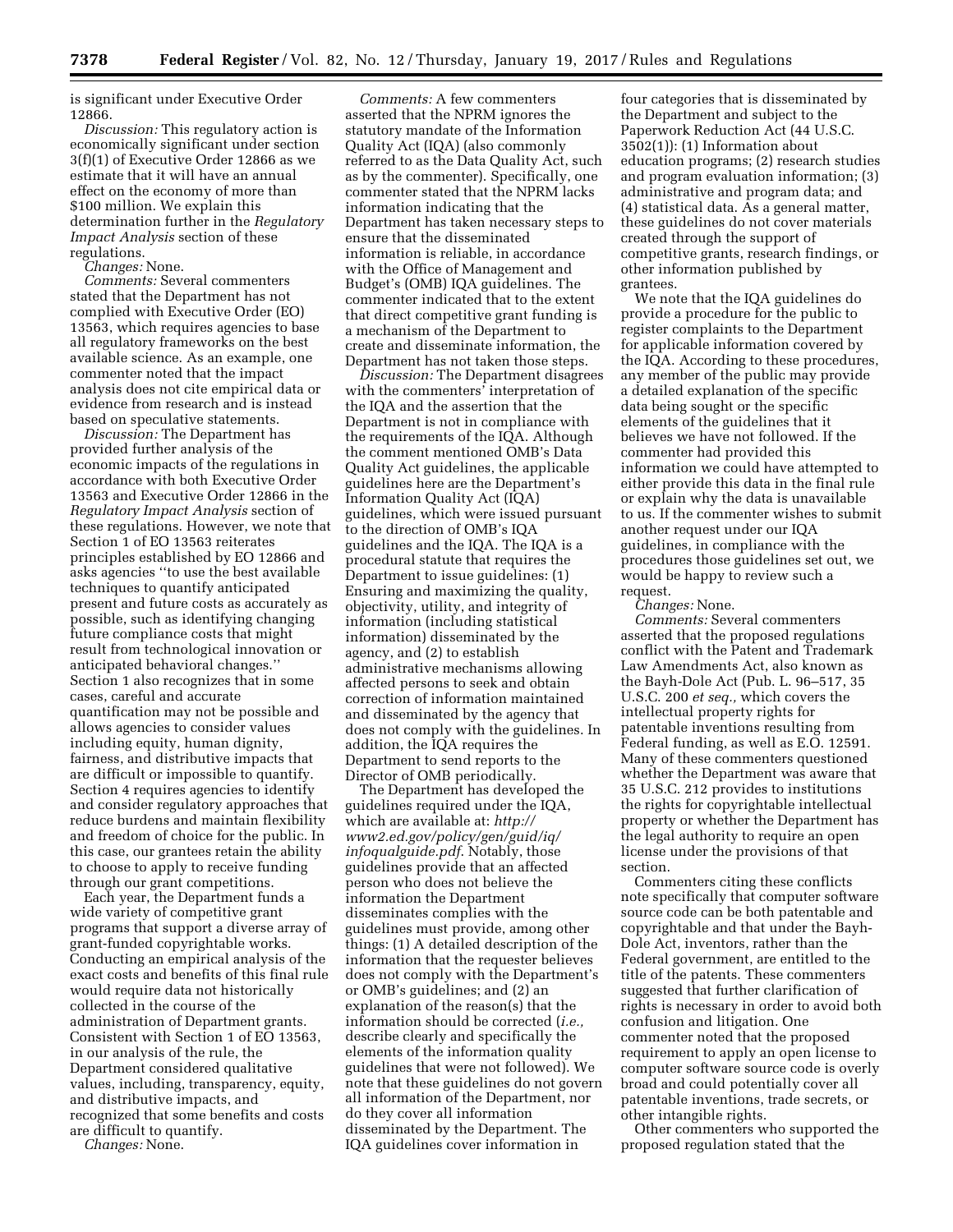is significant under Executive Order 12866.

*Discussion:* This regulatory action is economically significant under section 3(f)(1) of Executive Order 12866 as we estimate that it will have an annual effect on the economy of more than $100 million. We explain this determination further in the *Regulatory Impact Analysis* section of these regulations.

*Changes:* None.

*Comments:* Several commenters stated that the Department has not complied with Executive Order (EO) 13563, which requires agencies to base all regulatory frameworks on the best available science. As an example, one commenter noted that the impact analysis does not cite empirical data or evidence from research and is instead based on speculative statements.

*Discussion:* The Department has provided further analysis of the economic impacts of the regulations in accordance with both Executive Order 13563 and Executive Order 12866 in the *Regulatory Impact Analysis* section of these regulations. However, we note that Section 1 of EO 13563 reiterates principles established by EO 12866 and asks agencies "to use the best available techniques to quantify anticipated present and future costs as accurately as possible, such as identifying changing future compliance costs that might result from technological innovation or anticipated behavioral changes." Section 1 also recognizes that in some cases, careful and accurate quantification may not be possible and allows agencies to consider values including equity, human dignity, fairness, and distributive impacts that are difficult or impossible to quantify. Section 4 requires agencies to identify and consider regulatory approaches that reduce burdens and maintain flexibility and freedom of choice for the public. In this case, our grantees retain the ability to choose to apply to receive funding through our grant competitions.

Each year, the Department funds a wide variety of competitive grant programs that support a diverse array of grant-funded copyrightable works. Conducting an empirical analysis of the exact costs and benefits of this final rule would require data not historically collected in the course of the administration of Department grants. Consistent with Section 1 of EO 13563, in our analysis of the rule, the Department considered qualitative values, including, transparency, equity, and distributive impacts, and recognized that some benefits and costs are difficult to quantify.

*Changes:* None.

*Comments:* A few commenters asserted that the NPRM ignores the statutory mandate of the Information Quality Act (IQA) (also commonly referred to as the Data Quality Act, such as by the commenter). Specifically, one commenter stated that the NPRM lacks information indicating that the Department has taken necessary steps to ensure that the disseminated information is reliable, in accordance with the Office of Management and Budget's (OMB) IQA guidelines. The commenter indicated that to the extent that direct competitive grant funding is a mechanism of the Department to create and disseminate information, the Department has not taken those steps.

*Discussion:* The Department disagrees with the commenters' interpretation of the IQA and the assertion that the Department is not in compliance with the requirements of the IQA. Although the comment mentioned OMB's Data Quality Act guidelines, the applicable guidelines here are the Department's Information Quality Act (IQA) guidelines, which were issued pursuant to the direction of OMB's IQA guidelines and the IQA. The IQA is a procedural statute that requires the Department to issue guidelines: (1) Ensuring and maximizing the quality, objectivity, utility, and integrity of information (including statistical information) disseminated by the agency, and (2) to establish administrative mechanisms allowing affected persons to seek and obtain correction of information maintained and disseminated by the agency that does not comply with the guidelines. In addition, the IQA requires the Department to send reports to the Director of OMB periodically.

The Department has developed the guidelines required under the IQA, which are available at: *http://www2.ed.gov/policy/gen/guid/iq/infoqualguide.pdf*. Notably, those guidelines provide that an affected person who does not believe the information the Department disseminates complies with the guidelines must provide, among other things: (1) A detailed description of the information that the requester believes does not comply with the Department's or OMB's guidelines; and (2) an explanation of the reason(s) that the information should be corrected (*i.e.,* describe clearly and specifically the elements of the information quality guidelines that were not followed). We note that these guidelines do not govern all information of the Department, nor do they cover all information disseminated by the Department. The IQA guidelines cover information in four categories that is disseminated by the Department and subject to the Paperwork Reduction Act (44 U.S.C. 3502(1)): (1) Information about education programs; (2) research studies and program evaluation information; (3) administrative and program data; and (4) statistical data. As a general matter, these guidelines do not cover materials created through the support of competitive grants, research findings, or other information published by grantees.

We note that the IQA guidelines do provide a procedure for the public to register complaints to the Department for applicable information covered by the IQA. According to these procedures, any member of the public may provide a detailed explanation of the specific data being sought or the specific elements of the guidelines that it believes we have not followed. If the commenter had provided this information we could have attempted to either provide this data in the final rule or explain why the data is unavailable to us. If the commenter wishes to submit another request under our IQA guidelines, in compliance with the procedures those guidelines set out, we would be happy to review such a request.

*Changes:* None.

*Comments:* Several commenters asserted that the proposed regulations conflict with the Patent and Trademark Law Amendments Act, also known as the Bayh-Dole Act (Pub. L. 96–517, 35 U.S.C. 200 *et seq.,* which covers the intellectual property rights for patentable inventions resulting from Federal funding, as well as E.O. 12591. Many of these commenters questioned whether the Department was aware that 35 U.S.C. 212 provides to institutions the rights for copyrightable intellectual property or whether the Department has the legal authority to require an open license under the provisions of that section.

Commenters citing these conflicts note specifically that computer software source code can be both patentable and copyrightable and that under the Bayh-Dole Act, inventors, rather than the Federal government, are entitled to the title of the patents. These commenters suggested that further clarification of rights is necessary in order to avoid both confusion and litigation. One commenter noted that the proposed requirement to apply an open license to computer software source code is overly broad and could potentially cover all patentable inventions, trade secrets, or other intangible rights.

Other commenters who supported the proposed regulation stated that the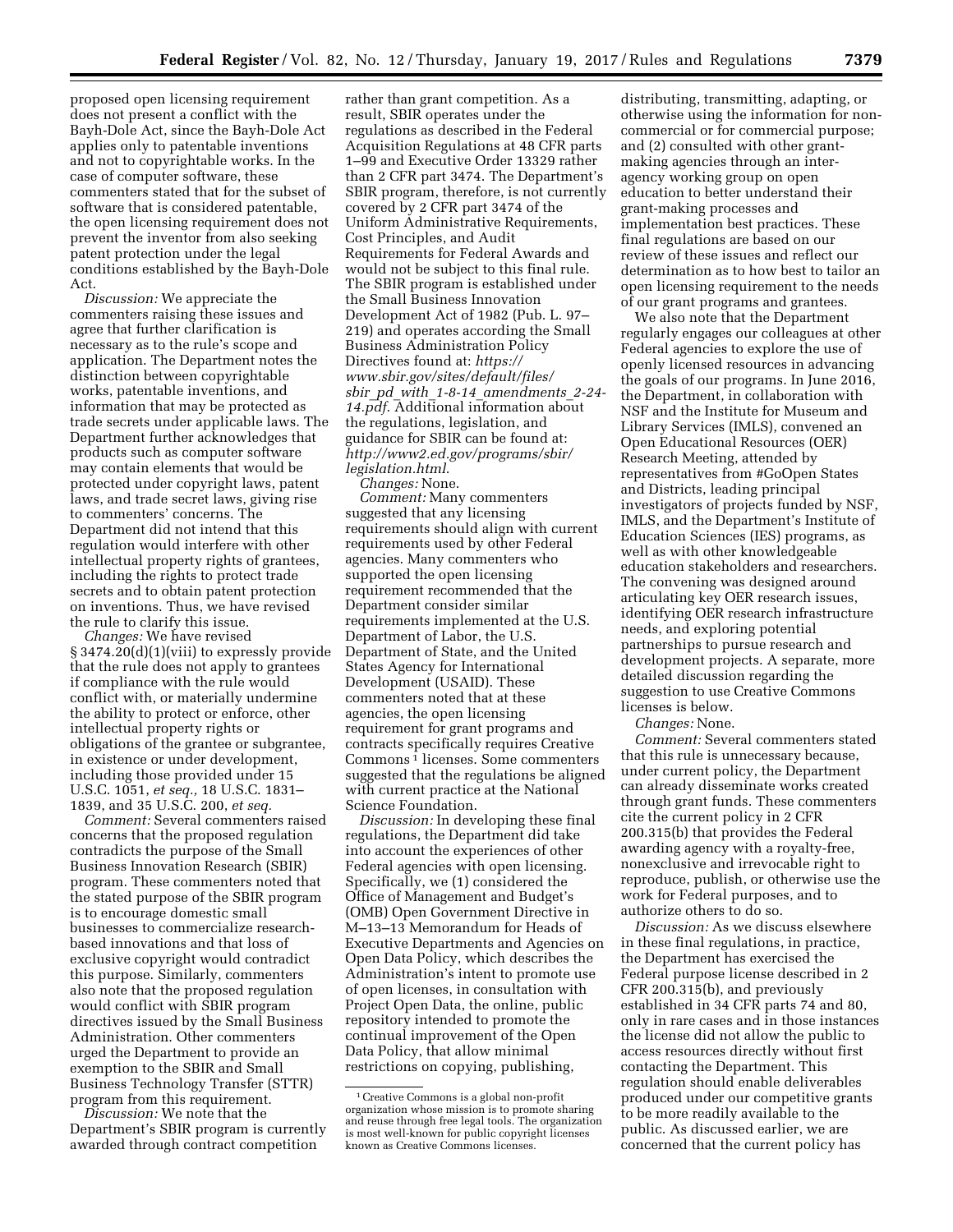proposed open licensing requirement does not present a conflict with the Bayh-Dole Act, since the Bayh-Dole Act applies only to patentable inventions and not to copyrightable works. In the case of computer software, these commenters stated that for the subset of software that is considered patentable, the open licensing requirement does not prevent the inventor from also seeking patent protection under the legal conditions established by the Bayh-Dole Act.

*Discussion:* We appreciate the commenters raising these issues and agree that further clarification is necessary as to the rule's scope and application. The Department notes the distinction between copyrightable works, patentable inventions, and information that may be protected as trade secrets under applicable laws. The Department further acknowledges that products such as computer software may contain elements that would be protected under copyright laws, patent laws, and trade secret laws, giving rise to commenters' concerns. The Department did not intend that this regulation would interfere with other intellectual property rights of grantees, including the rights to protect trade secrets and to obtain patent protection on inventions. Thus, we have revised the rule to clarify this issue.

*Changes:* We have revised § 3474.20(d)(1)(viii) to expressly provide that the rule does not apply to grantees if compliance with the rule would conflict with, or materially undermine the ability to protect or enforce, other intellectual property rights or obligations of the grantee or subgrantee, in existence or under development, including those provided under 15 U.S.C. 1051, *et seq.,* 18 U.S.C. 1831–1839, and 35 U.S.C. 200, *et seq.*

*Comment:* Several commenters raised concerns that the proposed regulation contradicts the purpose of the Small Business Innovation Research (SBIR) program. These commenters noted that the stated purpose of the SBIR program is to encourage domestic small businesses to commercialize research-based innovations and that loss of exclusive copyright would contradict this purpose. Similarly, commenters also note that the proposed regulation would conflict with SBIR program directives issued by the Small Business Administration. Other commenters urged the Department to provide an exemption to the SBIR and Small Business Technology Transfer (STTR) program from this requirement.

*Discussion:* We note that the Department's SBIR program is currently awarded through contract competition rather than grant competition. As a result, SBIR operates under the regulations as described in the Federal Acquisition Regulations at 48 CFR parts 1–99 and Executive Order 13329 rather than 2 CFR part 3474. The Department's SBIR program, therefore, is not currently covered by 2 CFR part 3474 of the Uniform Administrative Requirements, Cost Principles, and Audit Requirements for Federal Awards and would not be subject to this final rule. The SBIR program is established under the Small Business Innovation Development Act of 1982 (Pub. L. 97–219) and operates according the Small Business Administration Policy Directives found at: *https://www.sbir.gov/sites/default/files/sbir_pd_with_1-8-14_amendments_2-24-14.pdf*. Additional information about the regulations, legislation, and guidance for SBIR can be found at: *http://www2.ed.gov/programs/sbir/legislation.html*.

*Changes:* None.

*Comment:* Many commenters suggested that any licensing requirements should align with current requirements used by other Federal agencies. Many commenters who supported the open licensing requirement recommended that the Department consider similar requirements implemented at the U.S. Department of Labor, the U.S. Department of State, and the United States Agency for International Development (USAID). These commenters noted that at these agencies, the open licensing requirement for grant programs and contracts specifically requires Creative Commons[1] licenses. Some commenters suggested that the regulations be aligned with current practice at the National Science Foundation.

*Discussion:* In developing these final regulations, the Department did take into account the experiences of other Federal agencies with open licensing. Specifically, we (1) considered the Office of Management and Budget's (OMB) Open Government Directive in M–13–13 Memorandum for Heads of Executive Departments and Agencies on Open Data Policy, which describes the Administration's intent to promote use of open licenses, in consultation with Project Open Data, the online, public repository intended to promote the continual improvement of the Open Data Policy, that allow minimal restrictions on copying, publishing, distributing, transmitting, adapting, or otherwise using the information for non-commercial or for commercial purpose; and (2) consulted with other grant-making agencies through an inter-agency working group on open education to better understand their grant-making processes and implementation best practices. These final regulations are based on our review of these issues and reflect our determination as to how best to tailor an open licensing requirement to the needs of our grant programs and grantees.

We also note that the Department regularly engages our colleagues at other Federal agencies to explore the use of openly licensed resources in advancing the goals of our programs. In June 2016, the Department, in collaboration with NSF and the Institute for Museum and Library Services (IMLS), convened an Open Educational Resources (OER) Research Meeting, attended by representatives from #GoOpen States and Districts, leading principal investigators of projects funded by NSF, IMLS, and the Department's Institute of Education Sciences (IES) programs, as well as with other knowledgeable education stakeholders and researchers. The convening was designed around articulating key OER research issues, identifying OER research infrastructure needs, and exploring potential partnerships to pursue research and development projects. A separate, more detailed discussion regarding the suggestion to use Creative Commons licenses is below.

*Changes:* None.

*Comment:* Several commenters stated that this rule is unnecessary because, under current policy, the Department can already disseminate works created through grant funds. These commenters cite the current policy in 2 CFR 200.315(b) that provides the Federal awarding agency with a royalty-free, nonexclusive and irrevocable right to reproduce, publish, or otherwise use the work for Federal purposes, and to authorize others to do so.

*Discussion:* As we discuss elsewhere in these final regulations, in practice, the Department has exercised the Federal purpose license described in 2 CFR 200.315(b), and previously established in 34 CFR parts 74 and 80, only in rare cases and in those instances the license did not allow the public to access resources directly without first contacting the Department. This regulation should enable deliverables produced under our competitive grants to be more readily available to the public. As discussed earlier, we are concerned that the current policy has

[1] Creative Commons is a global non-profit organization whose mission is to promote sharing and reuse through free legal tools. The organization is most well-known for public copyright licenses known as Creative Commons licenses.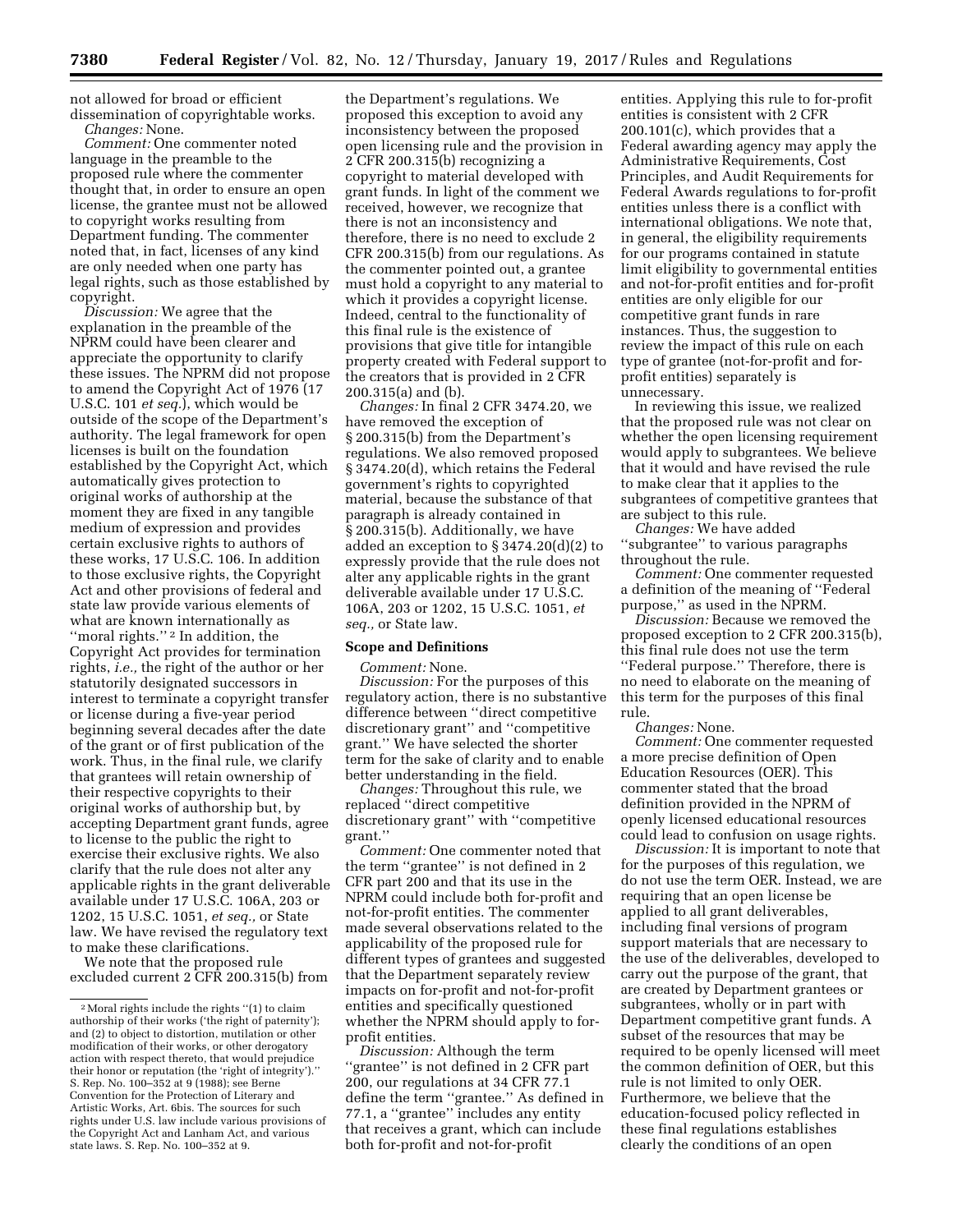not allowed for broad or efficient dissemination of copyrightable works.

*Changes:* None.

*Comment:* One commenter noted language in the preamble to the proposed rule where the commenter thought that, in order to ensure an open license, the grantee must not be allowed to copyright works resulting from Department funding. The commenter noted that, in fact, licenses of any kind are only needed when one party has legal rights, such as those established by copyright.

*Discussion:* We agree that the explanation in the preamble of the NPRM could have been clearer and appreciate the opportunity to clarify these issues. The NPRM did not propose to amend the Copyright Act of 1976 (17 U.S.C. 101 *et seq.*), which would be outside of the scope of the Department's authority. The legal framework for open licenses is built on the foundation established by the Copyright Act, which automatically gives protection to original works of authorship at the moment they are fixed in any tangible medium of expression and provides certain exclusive rights to authors of these works, 17 U.S.C. 106. In addition to those exclusive rights, the Copyright Act and other provisions of federal and state law provide various elements of what are known internationally as ''moral rights.'' [2] In addition, the Copyright Act provides for termination rights, *i.e.,* the right of the author or her statutorily designated successors in interest to terminate a copyright transfer or license during a five-year period beginning several decades after the date of the grant or of first publication of the work. Thus, in the final rule, we clarify that grantees will retain ownership of their respective copyrights to their original works of authorship but, by accepting Department grant funds, agree to license to the public the right to exercise their exclusive rights. We also clarify that the rule does not alter any applicable rights in the grant deliverable available under 17 U.S.C. 106A, 203 or 1202, 15 U.S.C. 1051, *et seq.,* or State law. We have revised the regulatory text to make these clarifications.

We note that the proposed rule excluded current 2 CFR 200.315(b) from the Department's regulations. We proposed this exception to avoid any inconsistency between the proposed open licensing rule and the provision in 2 CFR 200.315(b) recognizing a copyright to material developed with grant funds. In light of the comment we received, however, we recognize that there is not an inconsistency and therefore, there is no need to exclude 2 CFR 200.315(b) from our regulations. As the commenter pointed out, a grantee must hold a copyright to any material to which it provides a copyright license. Indeed, central to the functionality of this final rule is the existence of provisions that give title for intangible property created with Federal support to the creators that is provided in 2 CFR 200.315(a) and (b).

*Changes:* In final 2 CFR 3474.20, we have removed the exception of § 200.315(b) from the Department's regulations. We also removed proposed § 3474.20(d), which retains the Federal government's rights to copyrighted material, because the substance of that paragraph is already contained in § 200.315(b). Additionally, we have added an exception to § 3474.20(d)(2) to expressly provide that the rule does not alter any applicable rights in the grant deliverable available under 17 U.S.C. 106A, 203 or 1202, 15 U.S.C. 1051, *et seq.,* or State law.

## Scope and Definitions

*Comment:* None.

*Discussion:* For the purposes of this regulatory action, there is no substantive difference between ''direct competitive discretionary grant'' and ''competitive grant.'' We have selected the shorter term for the sake of clarity and to enable better understanding in the field.

*Changes:* Throughout this rule, we replaced ''direct competitive discretionary grant'' with ''competitive grant.''

*Comment:* One commenter noted that the term ''grantee'' is not defined in 2 CFR part 200 and that its use in the NPRM could include both for-profit and not-for-profit entities. The commenter made several observations related to the applicability of the proposed rule for different types of grantees and suggested that the Department separately review impacts on for-profit and not-for-profit entities and specifically questioned whether the NPRM should apply to for-profit entities.

*Discussion:* Although the term ''grantee'' is not defined in 2 CFR part 200, our regulations at 34 CFR 77.1 define the term ''grantee.'' As defined in 77.1, a ''grantee'' includes any entity that receives a grant, which can include both for-profit and not-for-profit entities. Applying this rule to for-profit entities is consistent with 2 CFR 200.101(c), which provides that a Federal awarding agency may apply the Administrative Requirements, Cost Principles, and Audit Requirements for Federal Awards regulations to for-profit entities unless there is a conflict with international obligations. We note that, in general, the eligibility requirements for our programs contained in statute limit eligibility to governmental entities and not-for-profit entities and for-profit entities are only eligible for our competitive grant funds in rare instances. Thus, the suggestion to review the impact of this rule on each type of grantee (not-for-profit and for-profit entities) separately is unnecessary.

In reviewing this issue, we realized that the proposed rule was not clear on whether the open licensing requirement would apply to subgrantees. We believe that it would and have revised the rule to make clear that it applies to the subgrantees of competitive grantees that are subject to this rule.

*Changes:* We have added ''subgrantee'' to various paragraphs throughout the rule.

*Comment:* One commenter requested a definition of the meaning of ''Federal purpose,'' as used in the NPRM.

*Discussion:* Because we removed the proposed exception to 2 CFR 200.315(b), this final rule does not use the term ''Federal purpose.'' Therefore, there is no need to elaborate on the meaning of this term for the purposes of this final rule.

*Changes:* None.

*Comment:* One commenter requested a more precise definition of Open Education Resources (OER). This commenter stated that the broad definition provided in the NPRM of openly licensed educational resources could lead to confusion on usage rights.

*Discussion:* It is important to note that for the purposes of this regulation, we do not use the term OER. Instead, we are requiring that an open license be applied to all grant deliverables, including final versions of program support materials that are necessary to the use of the deliverables, developed to carry out the purpose of the grant, that are created by Department grantees or subgrantees, wholly or in part with Department competitive grant funds. A subset of the resources that may be required to be openly licensed will meet the common definition of OER, but this rule is not limited to only OER. Furthermore, we believe that the education-focused policy reflected in these final regulations establishes clearly the conditions of an open

---

[2] Moral rights include the rights ''(1) to claim authorship of their works ('the right of paternity'); and (2) to object to distortion, mutilation or other modification of their works, or other derogatory action with respect thereto, that would prejudice their honor or reputation (the 'right of integrity').'' S. Rep. No. 100–352 at 9 (1988); see Berne Convention for the Protection of Literary and Artistic Works, Art. 6bis. The sources for such rights under U.S. law include various provisions of the Copyright Act and Lanham Act, and various state laws. S. Rep. No. 100–352 at 9.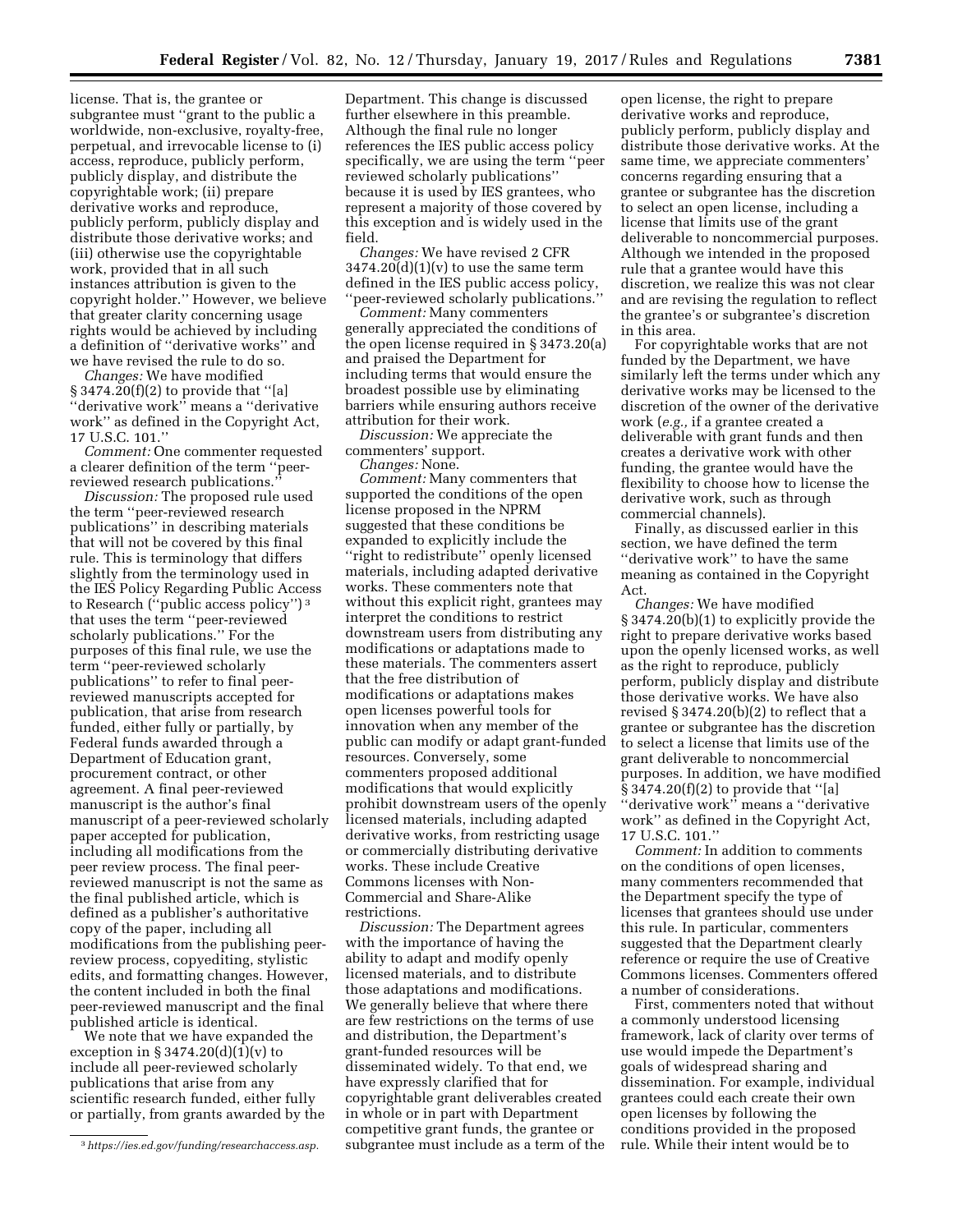license. That is, the grantee or subgrantee must ''grant to the public a worldwide, non-exclusive, royalty-free, perpetual, and irrevocable license to (i) access, reproduce, publicly perform, publicly display, and distribute the copyrightable work; (ii) prepare derivative works and reproduce, publicly perform, publicly display and distribute those derivative works; and (iii) otherwise use the copyrightable work, provided that in all such instances attribution is given to the copyright holder.'' However, we believe that greater clarity concerning usage rights would be achieved by including a definition of ''derivative works'' and we have revised the rule to do so.

*Changes:* We have modified § 3474.20(f)(2) to provide that ''[a] ''derivative work'' means a ''derivative work'' as defined in the Copyright Act, 17 U.S.C. 101.''

*Comment:* One commenter requested a clearer definition of the term ''peer-reviewed research publications.''

*Discussion:* The proposed rule used the term ''peer-reviewed research publications'' in describing materials that will not be covered by this final rule. This is terminology that differs slightly from the terminology used in the IES Policy Regarding Public Access to Research (''public access policy'')[3] that uses the term ''peer-reviewed scholarly publications.'' For the purposes of this final rule, we use the term ''peer-reviewed scholarly publications'' to refer to final peer-reviewed manuscripts accepted for publication, that arise from research funded, either fully or partially, by Federal funds awarded through a Department of Education grant, procurement contract, or other agreement. A final peer-reviewed manuscript is the author's final manuscript of a peer-reviewed scholarly paper accepted for publication, including all modifications from the peer review process. The final peer-reviewed manuscript is not the same as the final published article, which is defined as a publisher's authoritative copy of the paper, including all modifications from the publishing peer-review process, copyediting, stylistic edits, and formatting changes. However, the content included in both the final peer-reviewed manuscript and the final published article is identical.

We note that we have expanded the exception in § 3474.20(d)(1)(v) to include all peer-reviewed scholarly publications that arise from any scientific research funded, either fully or partially, from grants awarded by the Department. This change is discussed further elsewhere in this preamble. Although the final rule no longer references the IES public access policy specifically, we are using the term ''peer reviewed scholarly publications'' because it is used by IES grantees, who represent a majority of those covered by this exception and is widely used in the field.

*Changes:* We have revised 2 CFR 3474.20(d)(1)(v) to use the same term defined in the IES public access policy, ''peer-reviewed scholarly publications.''

*Comment:* Many commenters generally appreciated the conditions of the open license required in § 3473.20(a) and praised the Department for including terms that would ensure the broadest possible use by eliminating barriers while ensuring authors receive attribution for their work.

*Discussion:* We appreciate the commenters' support.

*Changes:* None.

*Comment:* Many commenters that supported the conditions of the open license proposed in the NPRM suggested that these conditions be expanded to explicitly include the ''right to redistribute'' openly licensed materials, including adapted derivative works. These commenters note that without this explicit right, grantees may interpret the conditions to restrict downstream users from distributing any modifications or adaptations made to these materials. The commenters assert that the free distribution of modifications or adaptations makes open licenses powerful tools for innovation when any member of the public can modify or adapt grant-funded resources. Conversely, some commenters proposed additional modifications that would explicitly prohibit downstream users of the openly licensed materials, including adapted derivative works, from restricting usage or commercially distributing derivative works. These include Creative Commons licenses with Non-Commercial and Share-Alike restrictions.

*Discussion:* The Department agrees with the importance of having the ability to adapt and modify openly licensed materials, and to distribute those adaptations and modifications. We generally believe that where there are few restrictions on the terms of use and distribution, the Department's grant-funded resources will be disseminated widely. To that end, we have expressly clarified that for copyrightable grant deliverables created in whole or in part with Department competitive grant funds, the grantee or subgrantee must include as a term of the open license, the right to prepare derivative works and reproduce, publicly perform, publicly display and distribute those derivative works. At the same time, we appreciate commenters' concerns regarding ensuring that a grantee or subgrantee has the discretion to select an open license, including a license that limits use of the grant deliverable to noncommercial purposes. Although we intended in the proposed rule that a grantee would have this discretion, we realize this was not clear and are revising the regulation to reflect the grantee's or subgrantee's discretion in this area.

For copyrightable works that are not funded by the Department, we have similarly left the terms under which any derivative works may be licensed to the discretion of the owner of the derivative work (*e.g.*, if a grantee created a deliverable with grant funds and then creates a derivative work with other funding, the grantee would have the flexibility to choose how to license the derivative work, such as through commercial channels).

Finally, as discussed earlier in this section, we have defined the term ''derivative work'' to have the same meaning as contained in the Copyright Act.

*Changes:* We have modified § 3474.20(b)(1) to explicitly provide the right to prepare derivative works based upon the openly licensed works, as well as the right to reproduce, publicly perform, publicly display and distribute those derivative works. We have also revised § 3474.20(b)(2) to reflect that a grantee or subgrantee has the discretion to select a license that limits use of the grant deliverable to noncommercial purposes. In addition, we have modified § 3474.20(f)(2) to provide that ''[a] ''derivative work'' means a ''derivative work'' as defined in the Copyright Act, 17 U.S.C. 101.''

*Comment:* In addition to comments on the conditions of open licenses, many commenters recommended that the Department specify the type of licenses that grantees should use under this rule. In particular, commenters suggested that the Department clearly reference or require the use of Creative Commons licenses. Commenters offered a number of considerations.

First, commenters noted that without a commonly understood licensing framework, lack of clarity over terms of use would impede the Department's goals of widespread sharing and dissemination. For example, individual grantees could each create their own open licenses by following the conditions provided in the proposed rule. While their intent would be to

[3] *https://ies.ed.gov/funding/researchaccess.asp.*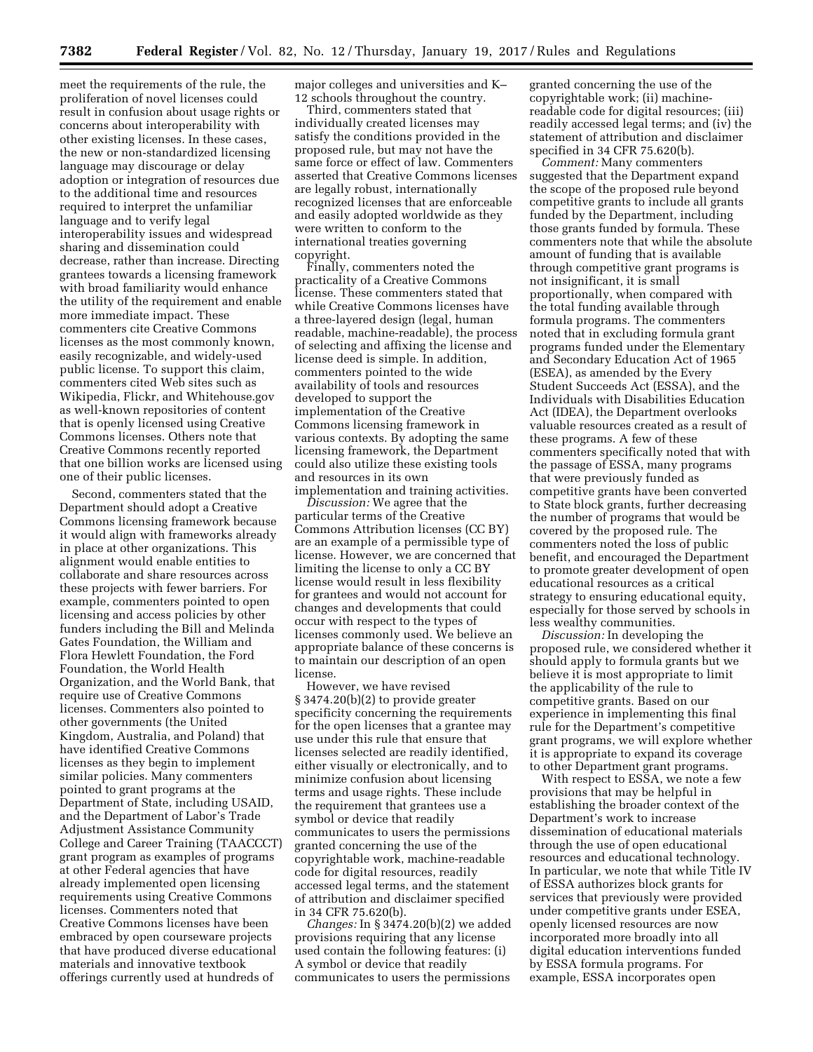meet the requirements of the rule, the proliferation of novel licenses could result in confusion about usage rights or concerns about interoperability with other existing licenses. In these cases, the new or non-standardized licensing language may discourage or delay adoption or integration of resources due to the additional time and resources required to interpret the unfamiliar language and to verify legal interoperability issues and widespread sharing and dissemination could decrease, rather than increase. Directing grantees towards a licensing framework with broad familiarity would enhance the utility of the requirement and enable more immediate impact. These commenters cite Creative Commons licenses as the most commonly known, easily recognizable, and widely-used public license. To support this claim, commenters cited Web sites such as Wikipedia, Flickr, and Whitehouse.gov as well-known repositories of content that is openly licensed using Creative Commons licenses. Others note that Creative Commons recently reported that one billion works are licensed using one of their public licenses.

Second, commenters stated that the Department should adopt a Creative Commons licensing framework because it would align with frameworks already in place at other organizations. This alignment would enable entities to collaborate and share resources across these projects with fewer barriers. For example, commenters pointed to open licensing and access policies by other funders including the Bill and Melinda Gates Foundation, the William and Flora Hewlett Foundation, the Ford Foundation, the World Health Organization, and the World Bank, that require use of Creative Commons licenses. Commenters also pointed to other governments (the United Kingdom, Australia, and Poland) that have identified Creative Commons licenses as they begin to implement similar policies. Many commenters pointed to grant programs at the Department of State, including USAID, and the Department of Labor's Trade Adjustment Assistance Community College and Career Training (TAACCCT) grant program as examples of programs at other Federal agencies that have already implemented open licensing requirements using Creative Commons licenses. Commenters noted that Creative Commons licenses have been embraced by open courseware projects that have produced diverse educational materials and innovative textbook offerings currently used at hundreds of major colleges and universities and K–12 schools throughout the country.

Third, commenters stated that individually created licenses may satisfy the conditions provided in the proposed rule, but may not have the same force or effect of law. Commenters asserted that Creative Commons licenses are legally robust, internationally recognized licenses that are enforceable and easily adopted worldwide as they were written to conform to the international treaties governing copyright.

Finally, commenters noted the practicality of a Creative Commons license. These commenters stated that while Creative Commons licenses have a three-layered design (legal, human readable, machine-readable), the process of selecting and affixing the license and license deed is simple. In addition, commenters pointed to the wide availability of tools and resources developed to support the implementation of the Creative Commons licensing framework in various contexts. By adopting the same licensing framework, the Department could also utilize these existing tools and resources in its own implementation and training activities.

*Discussion:* We agree that the particular terms of the Creative Commons Attribution licenses (CC BY) are an example of a permissible type of license. However, we are concerned that limiting the license to only a CC BY license would result in less flexibility for grantees and would not account for changes and developments that could occur with respect to the types of licenses commonly used. We believe an appropriate balance of these concerns is to maintain our description of an open license.

However, we have revised § 3474.20(b)(2) to provide greater specificity concerning the requirements for the open licenses that a grantee may use under this rule that ensure that licenses selected are readily identified, either visually or electronically, and to minimize confusion about licensing terms and usage rights. These include the requirement that grantees use a symbol or device that readily communicates to users the permissions granted concerning the use of the copyrightable work, machine-readable code for digital resources, readily accessed legal terms, and the statement of attribution and disclaimer specified in 34 CFR 75.620(b).

*Changes:* In § 3474.20(b)(2) we added provisions requiring that any license used contain the following features: (i) A symbol or device that readily communicates to users the permissions granted concerning the use of the copyrightable work; (ii) machine-readable code for digital resources; (iii) readily accessed legal terms; and (iv) the statement of attribution and disclaimer specified in 34 CFR 75.620(b).

*Comment:* Many commenters suggested that the Department expand the scope of the proposed rule beyond competitive grants to include all grants funded by the Department, including those grants funded by formula. These commenters note that while the absolute amount of funding that is available through competitive grant programs is not insignificant, it is small proportionally, when compared with the total funding available through formula programs. The commenters noted that in excluding formula grant programs funded under the Elementary and Secondary Education Act of 1965 (ESEA), as amended by the Every Student Succeeds Act (ESSA), and the Individuals with Disabilities Education Act (IDEA), the Department overlooks valuable resources created as a result of these programs. A few of these commenters specifically noted that with the passage of ESSA, many programs that were previously funded as competitive grants have been converted to State block grants, further decreasing the number of programs that would be covered by the proposed rule. The commenters noted the loss of public benefit, and encouraged the Department to promote greater development of open educational resources as a critical strategy to ensuring educational equity, especially for those served by schools in less wealthy communities.

*Discussion:* In developing the proposed rule, we considered whether it should apply to formula grants but we believe it is most appropriate to limit the applicability of the rule to competitive grants. Based on our experience in implementing this final rule for the Department's competitive grant programs, we will explore whether it is appropriate to expand its coverage to other Department grant programs.

With respect to ESSA, we note a few provisions that may be helpful in establishing the broader context of the Department's work to increase dissemination of educational materials through the use of open educational resources and educational technology. In particular, we note that while Title IV of ESSA authorizes block grants for services that previously were provided under competitive grants under ESEA, openly licensed resources are now incorporated more broadly into all digital education interventions funded by ESSA formula programs. For example, ESSA incorporates open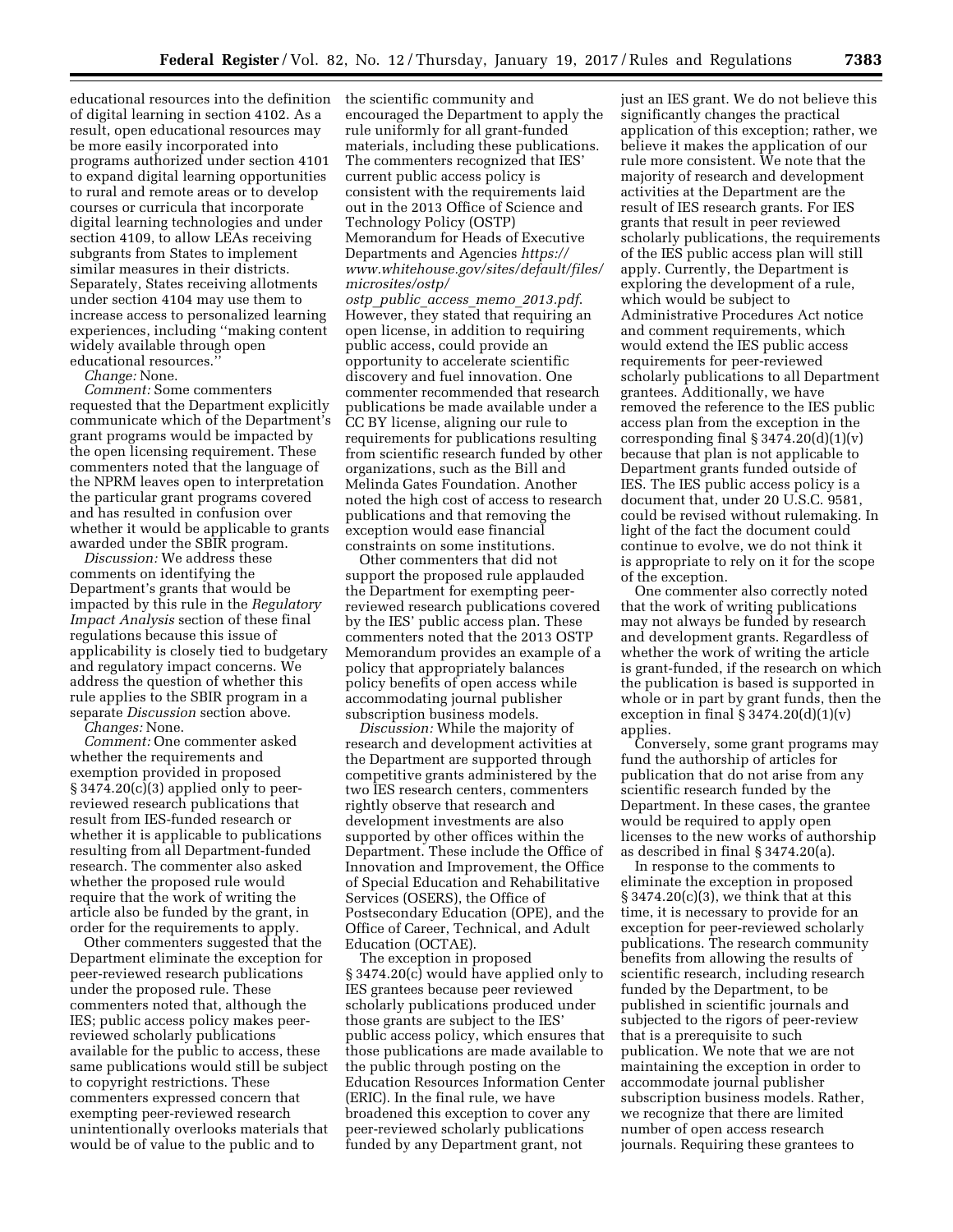educational resources into the definition of digital learning in section 4102. As a result, open educational resources may be more easily incorporated into programs authorized under section 4101 to expand digital learning opportunities to rural and remote areas or to develop courses or curricula that incorporate digital learning technologies and under section 4109, to allow LEAs receiving subgrants from States to implement similar measures in their districts. Separately, States receiving allotments under section 4104 may use them to increase access to personalized learning experiences, including ''making content widely available through open educational resources.''

*Change:* None.

*Comment:* Some commenters requested that the Department explicitly communicate which of the Department's grant programs would be impacted by the open licensing requirement. These commenters noted that the language of the NPRM leaves open to interpretation the particular grant programs covered and has resulted in confusion over whether it would be applicable to grants awarded under the SBIR program.

*Discussion:* We address these comments on identifying the Department's grants that would be impacted by this rule in the *Regulatory Impact Analysis* section of these final regulations because this issue of applicability is closely tied to budgetary and regulatory impact concerns. We address the question of whether this rule applies to the SBIR program in a separate *Discussion* section above.

*Changes:* None.

*Comment:* One commenter asked whether the requirements and exemption provided in proposed § 3474.20(c)(3) applied only to peer-reviewed research publications that result from IES-funded research or whether it is applicable to publications resulting from all Department-funded research. The commenter also asked whether the proposed rule would require that the work of writing the article also be funded by the grant, in order for the requirements to apply.

Other commenters suggested that the Department eliminate the exception for peer-reviewed research publications under the proposed rule. These commenters noted that, although the IES; public access policy makes peer-reviewed scholarly publications available for the public to access, these same publications would still be subject to copyright restrictions. These commenters expressed concern that exempting peer-reviewed research unintentionally overlooks materials that would be of value to the public and to the scientific community and encouraged the Department to apply the rule uniformly for all grant-funded materials, including these publications. The commenters recognized that IES' current public access policy is consistent with the requirements laid out in the 2013 Office of Science and Technology Policy (OSTP) Memorandum for Heads of Executive Departments and Agencies *https://www.whitehouse.gov/sites/default/files/microsites/ostp/ostp_public_access_memo_2013.pdf*. However, they stated that requiring an open license, in addition to requiring public access, could provide an opportunity to accelerate scientific discovery and fuel innovation. One commenter recommended that research publications be made available under a CC BY license, aligning our rule to requirements for publications resulting from scientific research funded by other organizations, such as the Bill and Melinda Gates Foundation. Another noted the high cost of access to research publications and that removing the exception would ease financial constraints on some institutions.

Other commenters that did not support the proposed rule applauded the Department for exempting peer-reviewed research publications covered by the IES' public access plan. These commenters noted that the 2013 OSTP Memorandum provides an example of a policy that appropriately balances policy benefits of open access while accommodating journal publisher subscription business models.

*Discussion:* While the majority of research and development activities at the Department are supported through competitive grants administered by the two IES research centers, commenters rightly observe that research and development investments are also supported by other offices within the Department. These include the Office of Innovation and Improvement, the Office of Special Education and Rehabilitative Services (OSERS), the Office of Postsecondary Education (OPE), and the Office of Career, Technical, and Adult Education (OCTAE).

The exception in proposed § 3474.20(c) would have applied only to IES grantees because peer reviewed scholarly publications produced under those grants are subject to the IES' public access policy, which ensures that those publications are made available to the public through posting on the Education Resources Information Center (ERIC). In the final rule, we have broadened this exception to cover any peer-reviewed scholarly publications funded by any Department grant, not just an IES grant. We do not believe this significantly changes the practical application of this exception; rather, we believe it makes the application of our rule more consistent. We note that the majority of research and development activities at the Department are the result of IES research grants. For IES grants that result in peer reviewed scholarly publications, the requirements of the IES public access plan will still apply. Currently, the Department is exploring the development of a rule, which would be subject to Administrative Procedures Act notice and comment requirements, which would extend the IES public access requirements for peer-reviewed scholarly publications to all Department grantees. Additionally, we have removed the reference to the IES public access plan from the exception in the corresponding final § 3474.20(d)(1)(v) because that plan is not applicable to Department grants funded outside of IES. The IES public access policy is a document that, under 20 U.S.C. 9581, could be revised without rulemaking. In light of the fact the document could continue to evolve, we do not think it is appropriate to rely on it for the scope of the exception.

One commenter also correctly noted that the work of writing publications may not always be funded by research and development grants. Regardless of whether the work of writing the article is grant-funded, if the research on which the publication is based is supported in whole or in part by grant funds, then the exception in final § 3474.20(d)(1)(v) applies.

Conversely, some grant programs may fund the authorship of articles for publication that do not arise from any scientific research funded by the Department. In these cases, the grantee would be required to apply open licenses to the new works of authorship as described in final § 3474.20(a).

In response to the comments to eliminate the exception in proposed § 3474.20(c)(3), we think that at this time, it is necessary to provide for an exception for peer-reviewed scholarly publications. The research community benefits from allowing the results of scientific research, including research funded by the Department, to be published in scientific journals and subjected to the rigors of peer-review that is a prerequisite to such publication. We note that we are not maintaining the exception in order to accommodate journal publisher subscription business models. Rather, we recognize that there are limited number of open access research journals. Requiring these grantees to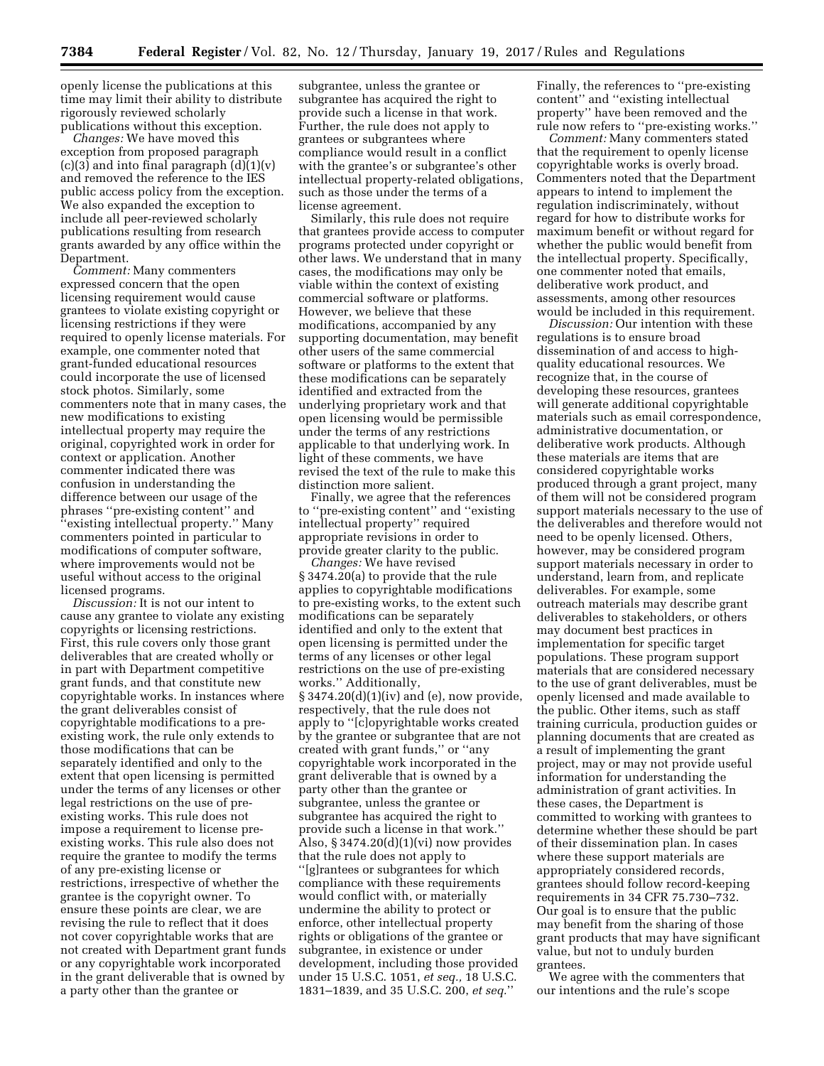openly license the publications at this time may limit their ability to distribute rigorously reviewed scholarly publications without this exception.

*Changes:* We have moved this exception from proposed paragraph (c)(3) and into final paragraph (d)(1)(v) and removed the reference to the IES public access policy from the exception. We also expanded the exception to include all peer-reviewed scholarly publications resulting from research grants awarded by any office within the Department.

*Comment:* Many commenters expressed concern that the open licensing requirement would cause grantees to violate existing copyright or licensing restrictions if they were required to openly license materials. For example, one commenter noted that grant-funded educational resources could incorporate the use of licensed stock photos. Similarly, some commenters note that in many cases, the new modifications to existing intellectual property may require the original, copyrighted work in order for context or application. Another commenter indicated there was confusion in understanding the difference between our usage of the phrases ''pre-existing content'' and ''existing intellectual property.'' Many commenters pointed in particular to modifications of computer software, where improvements would not be useful without access to the original licensed programs.

*Discussion:* It is not our intent to cause any grantee to violate any existing copyrights or licensing restrictions. First, this rule covers only those grant deliverables that are created wholly or in part with Department competitive grant funds, and that constitute new copyrightable works. In instances where the grant deliverables consist of copyrightable modifications to a pre-existing work, the rule only extends to those modifications that can be separately identified and only to the extent that open licensing is permitted under the terms of any licenses or other legal restrictions on the use of pre-existing works. This rule does not impose a requirement to license pre-existing works. This rule also does not require the grantee to modify the terms of any pre-existing license or restrictions, irrespective of whether the grantee is the copyright owner. To ensure these points are clear, we are revising the rule to reflect that it does not cover copyrightable works that are not created with Department grant funds or any copyrightable work incorporated in the grant deliverable that is owned by a party other than the grantee or subgrantee, unless the grantee or subgrantee has acquired the right to provide such a license in that work. Further, the rule does not apply to grantees or subgrantees where compliance would result in a conflict with the grantee's or subgrantee's other intellectual property-related obligations, such as those under the terms of a license agreement.

Similarly, this rule does not require that grantees provide access to computer programs protected under copyright or other laws. We understand that in many cases, the modifications may only be viable within the context of existing commercial software or platforms. However, we believe that these modifications, accompanied by any supporting documentation, may benefit other users of the same commercial software or platforms to the extent that these modifications can be separately identified and extracted from the underlying proprietary work and that open licensing would be permissible under the terms of any restrictions applicable to that underlying work. In light of these comments, we have revised the text of the rule to make this distinction more salient.

Finally, we agree that the references to ''pre-existing content'' and ''existing intellectual property'' required appropriate revisions in order to provide greater clarity to the public.

*Changes:* We have revised § 3474.20(a) to provide that the rule applies to copyrightable modifications to pre-existing works, to the extent such modifications can be separately identified and only to the extent that open licensing is permitted under the terms of any licenses or other legal restrictions on the use of pre-existing works.'' Additionally, § 3474.20(d)(1)(iv) and (e), now provide, respectively, that the rule does not apply to ''[c]opyrightable works created by the grantee or subgrantee that are not created with grant funds,'' or ''any copyrightable work incorporated in the grant deliverable that is owned by a party other than the grantee or subgrantee, unless the grantee or subgrantee has acquired the right to provide such a license in that work.'' Also, § 3474.20(d)(1)(vi) now provides that the rule does not apply to ''[g]rantees or subgrantees for which compliance with these requirements would conflict with, or materially undermine the ability to protect or enforce, other intellectual property rights or obligations of the grantee or subgrantee, in existence or under development, including those provided under 15 U.S.C. 1051, *et seq.,* 18 U.S.C. 1831–1839, and 35 U.S.C. 200, *et seq.*''

Finally, the references to ''pre-existing content'' and ''existing intellectual property'' have been removed and the rule now refers to ''pre-existing works.''

*Comment:* Many commenters stated that the requirement to openly license copyrightable works is overly broad. Commenters noted that the Department appears to intend to implement the regulation indiscriminately, without regard for how to distribute works for maximum benefit or without regard for whether the public would benefit from the intellectual property. Specifically, one commenter noted that emails, deliberative work product, and assessments, among other resources would be included in this requirement.

*Discussion:* Our intention with these regulations is to ensure broad dissemination of and access to high-quality educational resources. We recognize that, in the course of developing these resources, grantees will generate additional copyrightable materials such as email correspondence, administrative documentation, or deliberative work products. Although these materials are items that are considered copyrightable works produced through a grant project, many of them will not be considered program support materials necessary to the use of the deliverables and therefore would not need to be openly licensed. Others, however, may be considered program support materials necessary in order to understand, learn from, and replicate deliverables. For example, some outreach materials may describe grant deliverables to stakeholders, or others may document best practices in implementation for specific target populations. These program support materials that are considered necessary to the use of grant deliverables, must be openly licensed and made available to the public. Other items, such as staff training curricula, production guides or planning documents that are created as a result of implementing the grant project, may or may not provide useful information for understanding the administration of grant activities. In these cases, the Department is committed to working with grantees to determine whether these should be part of their dissemination plan. In cases where these support materials are appropriately considered records, grantees should follow record-keeping requirements in 34 CFR 75.730–732. Our goal is to ensure that the public may benefit from the sharing of those grant products that may have significant value, but not to unduly burden grantees.

We agree with the commenters that our intentions and the rule's scope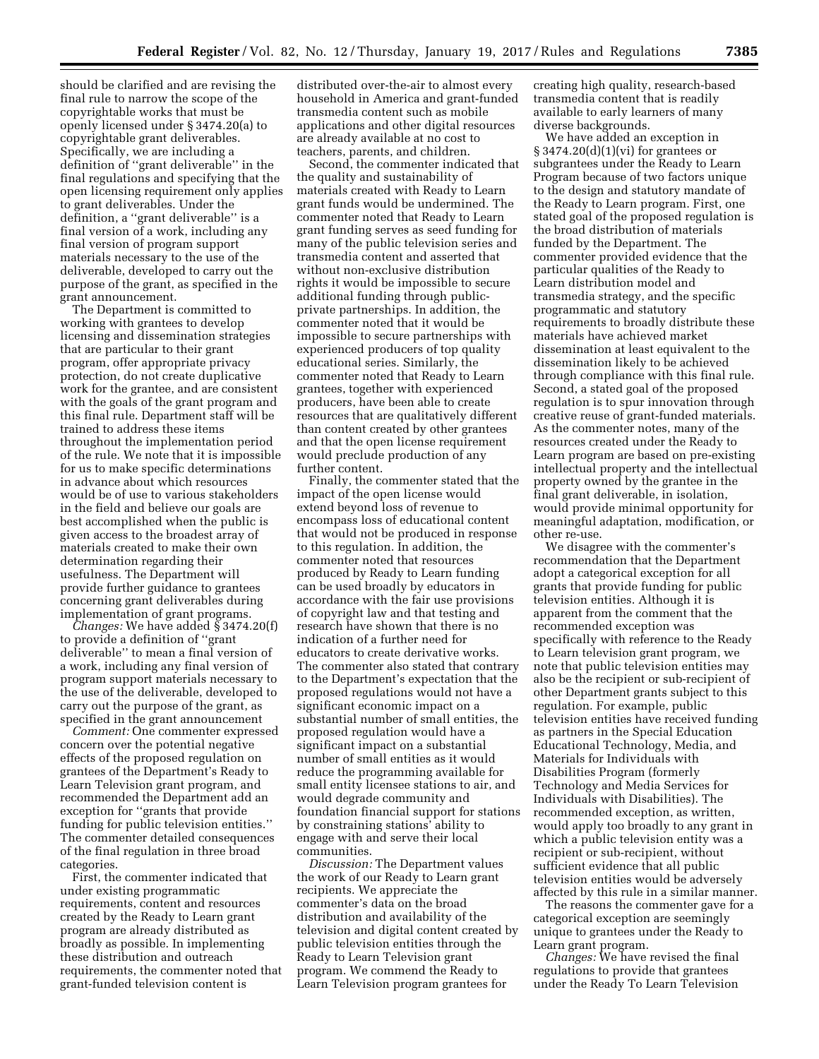should be clarified and are revising the final rule to narrow the scope of the copyrightable works that must be openly licensed under § 3474.20(a) to copyrightable grant deliverables. Specifically, we are including a definition of ''grant deliverable'' in the final regulations and specifying that the open licensing requirement only applies to grant deliverables. Under the definition, a ''grant deliverable'' is a final version of a work, including any final version of program support materials necessary to the use of the deliverable, developed to carry out the purpose of the grant, as specified in the grant announcement.

The Department is committed to working with grantees to develop licensing and dissemination strategies that are particular to their grant program, offer appropriate privacy protection, do not create duplicative work for the grantee, and are consistent with the goals of the grant program and this final rule. Department staff will be trained to address these items throughout the implementation period of the rule. We note that it is impossible for us to make specific determinations in advance about which resources would be of use to various stakeholders in the field and believe our goals are best accomplished when the public is given access to the broadest array of materials created to make their own determination regarding their usefulness. The Department will provide further guidance to grantees concerning grant deliverables during implementation of grant programs.

*Changes:* We have added § 3474.20(f) to provide a definition of ''grant deliverable'' to mean a final version of a work, including any final version of program support materials necessary to the use of the deliverable, developed to carry out the purpose of the grant, as specified in the grant announcement

*Comment:* One commenter expressed concern over the potential negative effects of the proposed regulation on grantees of the Department's Ready to Learn Television grant program, and recommended the Department add an exception for ''grants that provide funding for public television entities.'' The commenter detailed consequences of the final regulation in three broad categories.

First, the commenter indicated that under existing programmatic requirements, content and resources created by the Ready to Learn grant program are already distributed as broadly as possible. In implementing these distribution and outreach requirements, the commenter noted that grant-funded television content is distributed over-the-air to almost every household in America and grant-funded transmedia content such as mobile applications and other digital resources are already available at no cost to teachers, parents, and children.

Second, the commenter indicated that the quality and sustainability of materials created with Ready to Learn grant funds would be undermined. The commenter noted that Ready to Learn grant funding serves as seed funding for many of the public television series and transmedia content and asserted that without non-exclusive distribution rights it would be impossible to secure additional funding through public-private partnerships. In addition, the commenter noted that it would be impossible to secure partnerships with experienced producers of top quality educational series. Similarly, the commenter noted that Ready to Learn grantees, together with experienced producers, have been able to create resources that are qualitatively different than content created by other grantees and that the open license requirement would preclude production of any further content.

Finally, the commenter stated that the impact of the open license would extend beyond loss of revenue to encompass loss of educational content that would not be produced in response to this regulation. In addition, the commenter noted that resources produced by Ready to Learn funding can be used broadly by educators in accordance with the fair use provisions of copyright law and that testing and research have shown that there is no indication of a further need for educators to create derivative works. The commenter also stated that contrary to the Department's expectation that the proposed regulations would not have a significant economic impact on a substantial number of small entities, the proposed regulation would have a significant impact on a substantial number of small entities as it would reduce the programming available for small entity licensee stations to air, and would degrade community and foundation financial support for stations by constraining stations' ability to engage with and serve their local communities.

*Discussion:* The Department values the work of our Ready to Learn grant recipients. We appreciate the commenter's data on the broad distribution and availability of the television and digital content created by public television entities through the Ready to Learn Television grant program. We commend the Ready to Learn Television program grantees for creating high quality, research-based transmedia content that is readily available to early learners of many diverse backgrounds.

We have added an exception in § 3474.20(d)(1)(vi) for grantees or subgrantees under the Ready to Learn Program because of two factors unique to the design and statutory mandate of the Ready to Learn program. First, one stated goal of the proposed regulation is the broad distribution of materials funded by the Department. The commenter provided evidence that the particular qualities of the Ready to Learn distribution model and transmedia strategy, and the specific programmatic and statutory requirements to broadly distribute these materials have achieved market dissemination at least equivalent to the dissemination likely to be achieved through compliance with this final rule. Second, a stated goal of the proposed regulation is to spur innovation through creative reuse of grant-funded materials. As the commenter notes, many of the resources created under the Ready to Learn program are based on pre-existing intellectual property and the intellectual property owned by the grantee in the final grant deliverable, in isolation, would provide minimal opportunity for meaningful adaptation, modification, or other re-use.

We disagree with the commenter's recommendation that the Department adopt a categorical exception for all grants that provide funding for public television entities. Although it is apparent from the comment that the recommended exception was specifically with reference to the Ready to Learn television grant program, we note that public television entities may also be the recipient or sub-recipient of other Department grants subject to this regulation. For example, public television entities have received funding as partners in the Special Education Educational Technology, Media, and Materials for Individuals with Disabilities Program (formerly Technology and Media Services for Individuals with Disabilities). The recommended exception, as written, would apply too broadly to any grant in which a public television entity was a recipient or sub-recipient, without sufficient evidence that all public television entities would be adversely affected by this rule in a similar manner.

The reasons the commenter gave for a categorical exception are seemingly unique to grantees under the Ready to Learn grant program.

*Changes:* We have revised the final regulations to provide that grantees under the Ready To Learn Television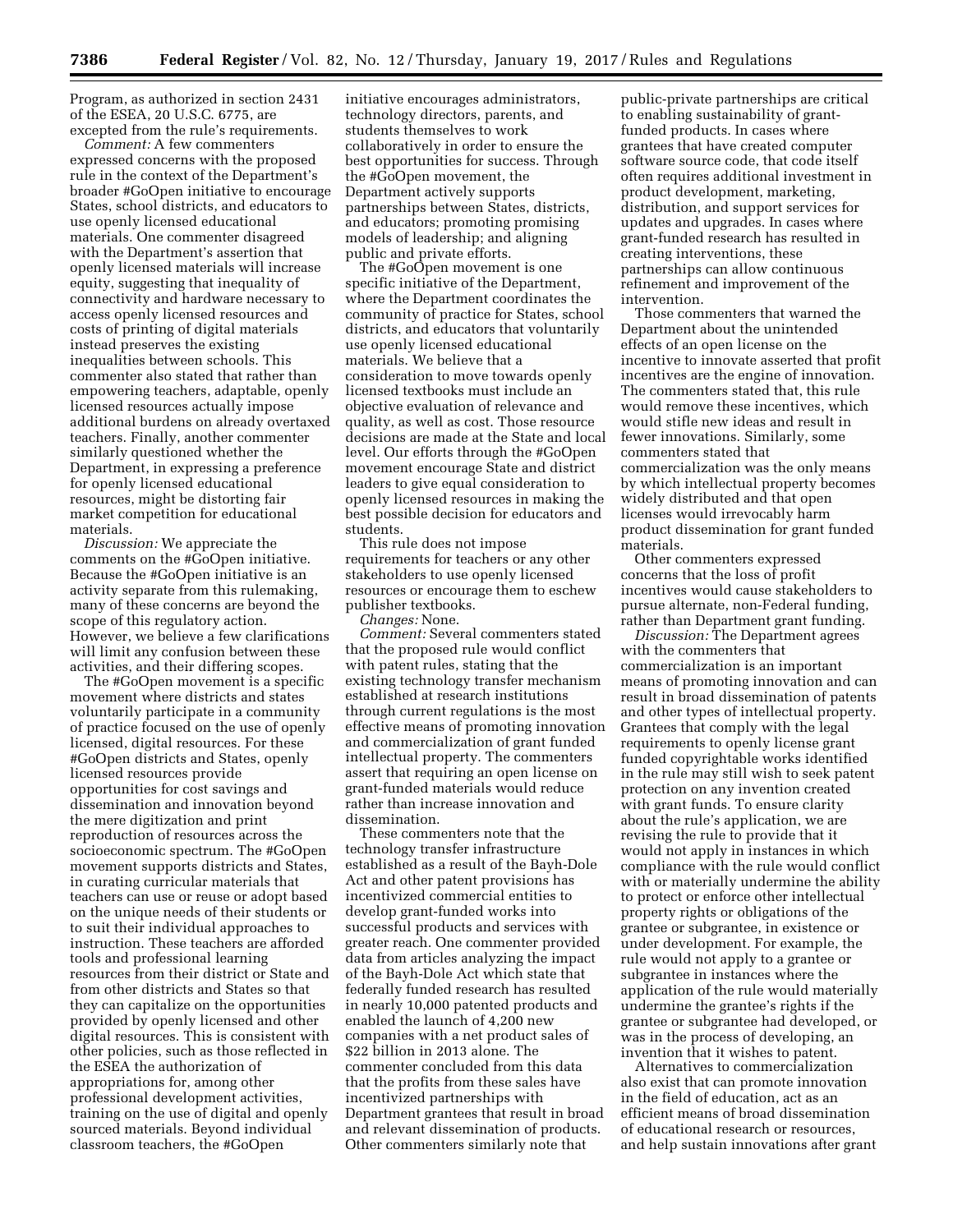Program, as authorized in section 2431 of the ESEA, 20 U.S.C. 6775, are excepted from the rule's requirements.

*Comment:* A few commenters expressed concerns with the proposed rule in the context of the Department's broader #GoOpen initiative to encourage States, school districts, and educators to use openly licensed educational materials. One commenter disagreed with the Department's assertion that openly licensed materials will increase equity, suggesting that inequality of connectivity and hardware necessary to access openly licensed resources and costs of printing of digital materials instead preserves the existing inequalities between schools. This commenter also stated that rather than empowering teachers, adaptable, openly licensed resources actually impose additional burdens on already overtaxed teachers. Finally, another commenter similarly questioned whether the Department, in expressing a preference for openly licensed educational resources, might be distorting fair market competition for educational materials.

*Discussion:* We appreciate the comments on the #GoOpen initiative. Because the #GoOpen initiative is an activity separate from this rulemaking, many of these concerns are beyond the scope of this regulatory action. However, we believe a few clarifications will limit any confusion between these activities, and their differing scopes.

The #GoOpen movement is a specific movement where districts and states voluntarily participate in a community of practice focused on the use of openly licensed, digital resources. For these #GoOpen districts and States, openly licensed resources provide opportunities for cost savings and dissemination and innovation beyond the mere digitization and print reproduction of resources across the socioeconomic spectrum. The #GoOpen movement supports districts and States, in curating curricular materials that teachers can use or reuse or adopt based on the unique needs of their students or to suit their individual approaches to instruction. These teachers are afforded tools and professional learning resources from their district or State and from other districts and States so that they can capitalize on the opportunities provided by openly licensed and other digital resources. This is consistent with other policies, such as those reflected in the ESEA the authorization of appropriations for, among other professional development activities, training on the use of digital and openly sourced materials. Beyond individual classroom teachers, the #GoOpen initiative encourages administrators, technology directors, parents, and students themselves to work collaboratively in order to ensure the best opportunities for success. Through the #GoOpen movement, the Department actively supports partnerships between States, districts, and educators; promoting promising models of leadership; and aligning public and private efforts.

The #GoOpen movement is one specific initiative of the Department, where the Department coordinates the community of practice for States, school districts, and educators that voluntarily use openly licensed educational materials. We believe that a consideration to move towards openly licensed textbooks must include an objective evaluation of relevance and quality, as well as cost. Those resource decisions are made at the State and local level. Our efforts through the #GoOpen movement encourage State and district leaders to give equal consideration to openly licensed resources in making the best possible decision for educators and students.

This rule does not impose requirements for teachers or any other stakeholders to use openly licensed resources or encourage them to eschew publisher textbooks.

*Changes:* None.

*Comment:* Several commenters stated that the proposed rule would conflict with patent rules, stating that the existing technology transfer mechanism established at research institutions through current regulations is the most effective means of promoting innovation and commercialization of grant funded intellectual property. The commenters assert that requiring an open license on grant-funded materials would reduce rather than increase innovation and dissemination.

These commenters note that the technology transfer infrastructure established as a result of the Bayh-Dole Act and other patent provisions has incentivized commercial entities to develop grant-funded works into successful products and services with greater reach. One commenter provided data from articles analyzing the impact of the Bayh-Dole Act which state that federally funded research has resulted in nearly 10,000 patented products and enabled the launch of 4,200 new companies with a net product sales of $22 billion in 2013 alone. The commenter concluded from this data that the profits from these sales have incentivized partnerships with Department grantees that result in broad and relevant dissemination of products. Other commenters similarly note that public-private partnerships are critical to enabling sustainability of grant-funded products. In cases where grantees that have created computer software source code, that code itself often requires additional investment in product development, marketing, distribution, and support services for updates and upgrades. In cases where grant-funded research has resulted in creating interventions, these partnerships can allow continuous refinement and improvement of the intervention.

Those commenters that warned the Department about the unintended effects of an open license on the incentive to innovate asserted that profit incentives are the engine of innovation. The commenters stated that, this rule would remove these incentives, which would stifle new ideas and result in fewer innovations. Similarly, some commenters stated that commercialization was the only means by which intellectual property becomes widely distributed and that open licenses would irrevocably harm product dissemination for grant funded materials.

Other commenters expressed concerns that the loss of profit incentives would cause stakeholders to pursue alternate, non-Federal funding, rather than Department grant funding.

*Discussion:* The Department agrees with the commenters that commercialization is an important means of promoting innovation and can result in broad dissemination of patents and other types of intellectual property. Grantees that comply with the legal requirements to openly license grant funded copyrightable works identified in the rule may still wish to seek patent protection on any invention created with grant funds. To ensure clarity about the rule's application, we are revising the rule to provide that it would not apply in instances in which compliance with the rule would conflict with or materially undermine the ability to protect or enforce other intellectual property rights or obligations of the grantee or subgrantee, in existence or under development. For example, the rule would not apply to a grantee or subgrantee in instances where the application of the rule would materially undermine the grantee's rights if the grantee or subgrantee had developed, or was in the process of developing, an invention that it wishes to patent.

Alternatives to commercialization also exist that can promote innovation in the field of education, act as an efficient means of broad dissemination of educational research or resources, and help sustain innovations after grant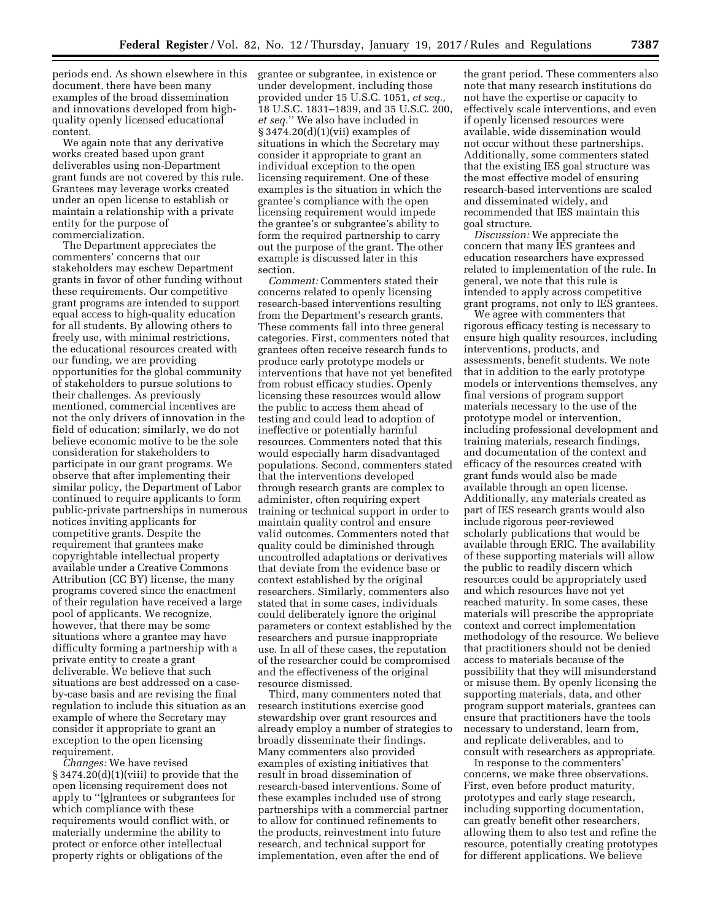periods end. As shown elsewhere in this document, there have been many examples of the broad dissemination and innovations developed from high-quality openly licensed educational content.

We again note that any derivative works created based upon grant deliverables using non-Department grant funds are not covered by this rule. Grantees may leverage works created under an open license to establish or maintain a relationship with a private entity for the purpose of commercialization.

The Department appreciates the commenters' concerns that our stakeholders may eschew Department grants in favor of other funding without these requirements. Our competitive grant programs are intended to support equal access to high-quality education for all students. By allowing others to freely use, with minimal restrictions, the educational resources created with our funding, we are providing opportunities for the global community of stakeholders to pursue solutions to their challenges. As previously mentioned, commercial incentives are not the only drivers of innovation in the field of education; similarly, we do not believe economic motive to be the sole consideration for stakeholders to participate in our grant programs. We observe that after implementing their similar policy, the Department of Labor continued to require applicants to form public-private partnerships in numerous notices inviting applicants for competitive grants. Despite the requirement that grantees make copyrightable intellectual property available under a Creative Commons Attribution (CC BY) license, the many programs covered since the enactment of their regulation have received a large pool of applicants. We recognize, however, that there may be some situations where a grantee may have difficulty forming a partnership with a private entity to create a grant deliverable. We believe that such situations are best addressed on a case-by-case basis and are revising the final regulation to include this situation as an example of where the Secretary may consider it appropriate to grant an exception to the open licensing requirement.

*Changes:* We have revised § 3474.20(d)(1)(viii) to provide that the open licensing requirement does not apply to "[g]rantees or subgrantees for which compliance with these requirements would conflict with, or materially undermine the ability to protect or enforce other intellectual property rights or obligations of the grantee or subgrantee, in existence or under development, including those provided under 15 U.S.C. 1051, *et seq.,* 18 U.S.C. 1831–1839, and 35 U.S.C. 200, *et seq.*" We also have included in § 3474.20(d)(1)(vii) examples of situations in which the Secretary may consider it appropriate to grant an individual exception to the open licensing requirement. One of these examples is the situation in which the grantee's compliance with the open licensing requirement would impede the grantee's or subgrantee's ability to form the required partnership to carry out the purpose of the grant. The other example is discussed later in this section.

*Comment:* Commenters stated their concerns related to openly licensing research-based interventions resulting from the Department's research grants. These comments fall into three general categories. First, commenters noted that grantees often receive research funds to produce early prototype models or interventions that have not yet benefited from robust efficacy studies. Openly licensing these resources would allow the public to access them ahead of testing and could lead to adoption of ineffective or potentially harmful resources. Commenters noted that this would especially harm disadvantaged populations. Second, commenters stated that the interventions developed through research grants are complex to administer, often requiring expert training or technical support in order to maintain quality control and ensure valid outcomes. Commenters noted that quality could be diminished through uncontrolled adaptations or derivatives that deviate from the evidence base or context established by the original researchers. Similarly, commenters also stated that in some cases, individuals could deliberately ignore the original parameters or context established by the researchers and pursue inappropriate use. In all of these cases, the reputation of the researcher could be compromised and the effectiveness of the original resource dismissed.

Third, many commenters noted that research institutions exercise good stewardship over grant resources and already employ a number of strategies to broadly disseminate their findings. Many commenters also provided examples of existing initiatives that result in broad dissemination of research-based interventions. Some of these examples included use of strong partnerships with a commercial partner to allow for continued refinements to the products, reinvestment into future research, and technical support for implementation, even after the end of the grant period. These commenters also note that many research institutions do not have the expertise or capacity to effectively scale interventions, and even if openly licensed resources were available, wide dissemination would not occur without these partnerships. Additionally, some commenters stated that the existing IES goal structure was the most effective model of ensuring research-based interventions are scaled and disseminated widely, and recommended that IES maintain this goal structure.

*Discussion:* We appreciate the concern that many IES grantees and education researchers have expressed related to implementation of the rule. In general, we note that this rule is intended to apply across competitive grant programs, not only to IES grantees.

We agree with commenters that rigorous efficacy testing is necessary to ensure high quality resources, including interventions, products, and assessments, benefit students. We note that in addition to the early prototype models or interventions themselves, any final versions of program support materials necessary to the use of the prototype model or intervention, including professional development and training materials, research findings, and documentation of the context and efficacy of the resources created with grant funds would also be made available through an open license. Additionally, any materials created as part of IES research grants would also include rigorous peer-reviewed scholarly publications that would be available through ERIC. The availability of these supporting materials will allow the public to readily discern which resources could be appropriately used and which resources have not yet reached maturity. In some cases, these materials will prescribe the appropriate context and correct implementation methodology of the resource. We believe that practitioners should not be denied access to materials because of the possibility that they will misunderstand or misuse them. By openly licensing the supporting materials, data, and other program support materials, grantees can ensure that practitioners have the tools necessary to understand, learn from, and replicate deliverables, and to consult with researchers as appropriate.

In response to the commenters' concerns, we make three observations. First, even before product maturity, prototypes and early stage research, including supporting documentation, can greatly benefit other researchers, allowing them to also test and refine the resource, potentially creating prototypes for different applications. We believe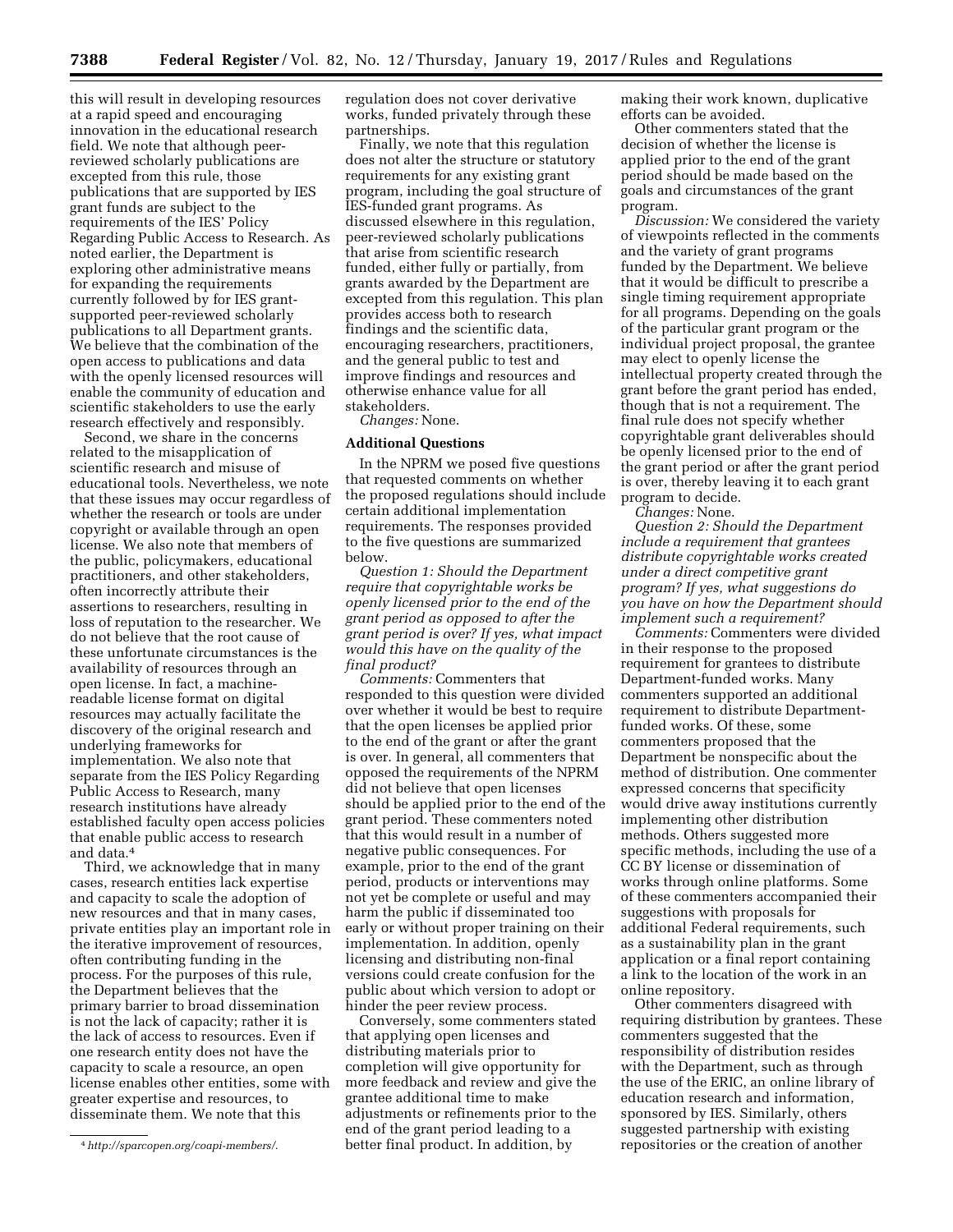this will result in developing resources at a rapid speed and encouraging innovation in the educational research field. We note that although peer-reviewed scholarly publications are excepted from this rule, those publications that are supported by IES grant funds are subject to the requirements of the IES' Policy Regarding Public Access to Research. As noted earlier, the Department is exploring other administrative means for expanding the requirements currently followed by for IES grant-supported peer-reviewed scholarly publications to all Department grants. We believe that the combination of the open access to publications and data with the openly licensed resources will enable the community of education and scientific stakeholders to use the early research effectively and responsibly.

Second, we share in the concerns related to the misapplication of scientific research and misuse of educational tools. Nevertheless, we note that these issues may occur regardless of whether the research or tools are under copyright or available through an open license. We also note that members of the public, policymakers, educational practitioners, and other stakeholders, often incorrectly attribute their assertions to researchers, resulting in loss of reputation to the researcher. We do not believe that the root cause of these unfortunate circumstances is the availability of resources through an open license. In fact, a machine-readable license format on digital resources may actually facilitate the discovery of the original research and underlying frameworks for implementation. We also note that separate from the IES Policy Regarding Public Access to Research, many research institutions have already established faculty open access policies that enable public access to research and data.[4]

Third, we acknowledge that in many cases, research entities lack expertise and capacity to scale the adoption of new resources and that in many cases, private entities play an important role in the iterative improvement of resources, often contributing funding in the process. For the purposes of this rule, the Department believes that the primary barrier to broad dissemination is not the lack of capacity; rather it is the lack of access to resources. Even if one research entity does not have the capacity to scale a resource, an open license enables other entities, some with greater expertise and resources, to disseminate them. We note that this regulation does not cover derivative works, funded privately through these partnerships.

Finally, we note that this regulation does not alter the structure or statutory requirements for any existing grant program, including the goal structure of IES-funded grant programs. As discussed elsewhere in this regulation, peer-reviewed scholarly publications that arise from scientific research funded, either fully or partially, from grants awarded by the Department are excepted from this regulation. This plan provides access both to research findings and the scientific data, encouraging researchers, practitioners, and the general public to test and improve findings and resources and otherwise enhance value for all stakeholders.

*Changes:* None.

## Additional Questions

In the NPRM we posed five questions that requested comments on whether the proposed regulations should include certain additional implementation requirements. The responses provided to the five questions are summarized below.

*Question 1: Should the Department require that copyrightable works be openly licensed prior to the end of the grant period as opposed to after the grant period is over? If yes, what impact would this have on the quality of the final product?*

*Comments:* Commenters that responded to this question were divided over whether it would be best to require that the open licenses be applied prior to the end of the grant or after the grant is over. In general, all commenters that opposed the requirements of the NPRM did not believe that open licenses should be applied prior to the end of the grant period. These commenters noted that this would result in a number of negative public consequences. For example, prior to the end of the grant period, products or interventions may not yet be complete or useful and may harm the public if disseminated too early or without proper training on their implementation. In addition, openly licensing and distributing non-final versions could create confusion for the public about which version to adopt or hinder the peer review process.

Conversely, some commenters stated that applying open licenses and distributing materials prior to completion will give opportunity for more feedback and review and give the grantee additional time to make adjustments or refinements prior to the end of the grant period leading to a better final product. In addition, by making their work known, duplicative efforts can be avoided.

Other commenters stated that the decision of whether the license is applied prior to the end of the grant period should be made based on the goals and circumstances of the grant program.

*Discussion:* We considered the variety of viewpoints reflected in the comments and the variety of grant programs funded by the Department. We believe that it would be difficult to prescribe a single timing requirement appropriate for all programs. Depending on the goals of the particular grant program or the individual project proposal, the grantee may elect to openly license the intellectual property created through the grant before the grant period has ended, though that is not a requirement. The final rule does not specify whether copyrightable grant deliverables should be openly licensed prior to the end of the grant period or after the grant period is over, thereby leaving it to each grant program to decide.

*Changes:* None.

*Question 2: Should the Department include a requirement that grantees distribute copyrightable works created under a direct competitive grant program? If yes, what suggestions do you have on how the Department should implement such a requirement?*

*Comments:* Commenters were divided in their response to the proposed requirement for grantees to distribute Department-funded works. Many commenters supported an additional requirement to distribute Department-funded works. Of these, some commenters proposed that the Department be nonspecific about the method of distribution. One commenter expressed concerns that specificity would drive away institutions currently implementing other distribution methods. Others suggested more specific methods, including the use of a CC BY license or dissemination of works through online platforms. Some of these commenters accompanied their suggestions with proposals for additional Federal requirements, such as a sustainability plan in the grant application or a final report containing a link to the location of the work in an online repository.

Other commenters disagreed with requiring distribution by grantees. These commenters suggested that the responsibility of distribution resides with the Department, such as through the use of the ERIC, an online library of education research and information, sponsored by IES. Similarly, others suggested partnership with existing repositories or the creation of another

[4] *http://sparcopen.org/coapi-members/.*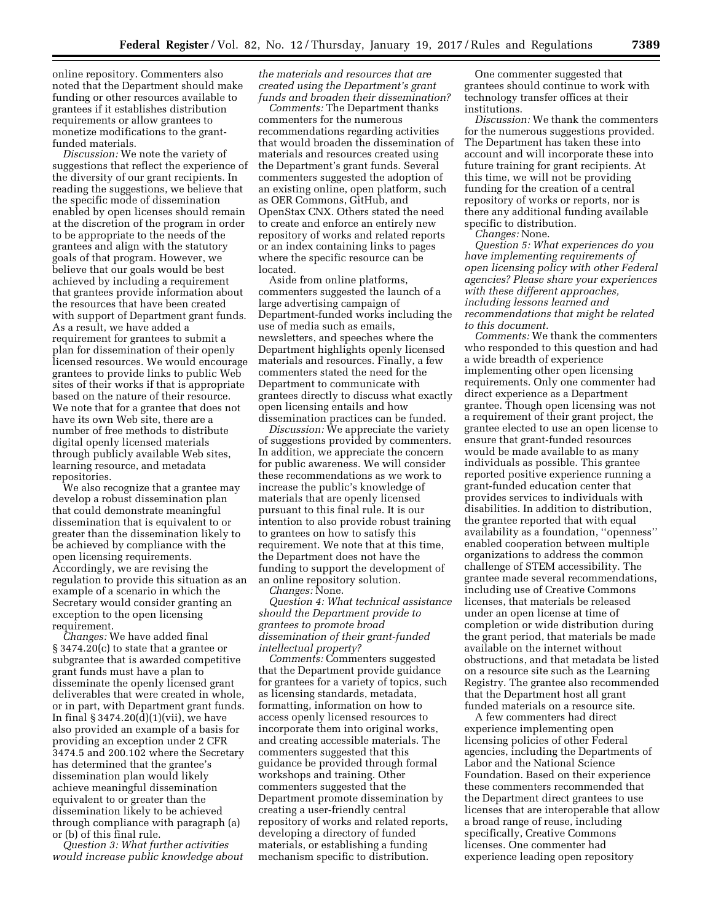online repository. Commenters also noted that the Department should make funding or other resources available to grantees if it establishes distribution requirements or allow grantees to monetize modifications to the grant-funded materials.

*Discussion:* We note the variety of suggestions that reflect the experience of the diversity of our grant recipients. In reading the suggestions, we believe that the specific mode of dissemination enabled by open licenses should remain at the discretion of the program in order to be appropriate to the needs of the grantees and align with the statutory goals of that program. However, we believe that our goals would be best achieved by including a requirement that grantees provide information about the resources that have been created with support of Department grant funds. As a result, we have added a requirement for grantees to submit a plan for dissemination of their openly licensed resources. We would encourage grantees to provide links to public Web sites of their works if that is appropriate based on the nature of their resource. We note that for a grantee that does not have its own Web site, there are a number of free methods to distribute digital openly licensed materials through publicly available Web sites, learning resource, and metadata repositories.

We also recognize that a grantee may develop a robust dissemination plan that could demonstrate meaningful dissemination that is equivalent to or greater than the dissemination likely to be achieved by compliance with the open licensing requirements. Accordingly, we are revising the regulation to provide this situation as an example of a scenario in which the Secretary would consider granting an exception to the open licensing requirement.

*Changes:* We have added final § 3474.20(c) to state that a grantee or subgrantee that is awarded competitive grant funds must have a plan to disseminate the openly licensed grant deliverables that were created in whole, or in part, with Department grant funds. In final § 3474.20(d)(1)(vii), we have also provided an example of a basis for providing an exception under 2 CFR 3474.5 and 200.102 where the Secretary has determined that the grantee's dissemination plan would likely achieve meaningful dissemination equivalent to or greater than the dissemination likely to be achieved through compliance with paragraph (a) or (b) of this final rule.

*Question 3: What further activities would increase public knowledge about the materials and resources that are created using the Department's grant funds and broaden their dissemination?*

*Comments:* The Department thanks commenters for the numerous recommendations regarding activities that would broaden the dissemination of materials and resources created using the Department's grant funds. Several commenters suggested the adoption of an existing online, open platform, such as OER Commons, GitHub, and OpenStax CNX. Others stated the need to create and enforce an entirely new repository of works and related reports or an index containing links to pages where the specific resource can be located.

Aside from online platforms, commenters suggested the launch of a large advertising campaign of Department-funded works including the use of media such as emails, newsletters, and speeches where the Department highlights openly licensed materials and resources. Finally, a few commenters stated the need for the Department to communicate with grantees directly to discuss what exactly open licensing entails and how dissemination practices can be funded.

*Discussion:* We appreciate the variety of suggestions provided by commenters. In addition, we appreciate the concern for public awareness. We will consider these recommendations as we work to increase the public's knowledge of materials that are openly licensed pursuant to this final rule. It is our intention to also provide robust training to grantees on how to satisfy this requirement. We note that at this time, the Department does not have the funding to support the development of an online repository solution.

*Changes:* None.

*Question 4: What technical assistance should the Department provide to grantees to promote broad dissemination of their grant-funded intellectual property?*

*Comments:* Commenters suggested that the Department provide guidance for grantees for a variety of topics, such as licensing standards, metadata, formatting, information on how to access openly licensed resources to incorporate them into original works, and creating accessible materials. The commenters suggested that this guidance be provided through formal workshops and training. Other commenters suggested that the Department promote dissemination by creating a user-friendly central repository of works and related reports, developing a directory of funded materials, or establishing a funding mechanism specific to distribution.

One commenter suggested that grantees should continue to work with technology transfer offices at their institutions.

*Discussion:* We thank the commenters for the numerous suggestions provided. The Department has taken these into account and will incorporate these into future training for grant recipients. At this time, we will not be providing funding for the creation of a central repository of works or reports, nor is there any additional funding available specific to distribution.

*Changes:* None.

*Question 5: What experiences do you have implementing requirements of open licensing policy with other Federal agencies? Please share your experiences with these different approaches, including lessons learned and recommendations that might be related to this document.*

*Comments:* We thank the commenters who responded to this question and had a wide breadth of experience implementing other open licensing requirements. Only one commenter had direct experience as a Department grantee. Though open licensing was not a requirement of their grant project, the grantee elected to use an open license to ensure that grant-funded resources would be made available to as many individuals as possible. This grantee reported positive experience running a grant-funded education center that provides services to individuals with disabilities. In addition to distribution, the grantee reported that with equal availability as a foundation, ''openness'' enabled cooperation between multiple organizations to address the common challenge of STEM accessibility. The grantee made several recommendations, including use of Creative Commons licenses, that materials be released under an open license at time of completion or wide distribution during the grant period, that materials be made available on the internet without obstructions, and that metadata be listed on a resource site such as the Learning Registry. The grantee also recommended that the Department host all grant funded materials on a resource site.

A few commenters had direct experience implementing open licensing policies of other Federal agencies, including the Departments of Labor and the National Science Foundation. Based on their experience these commenters recommended that the Department direct grantees to use licenses that are interoperable that allow a broad range of reuse, including specifically, Creative Commons licenses. One commenter had experience leading open repository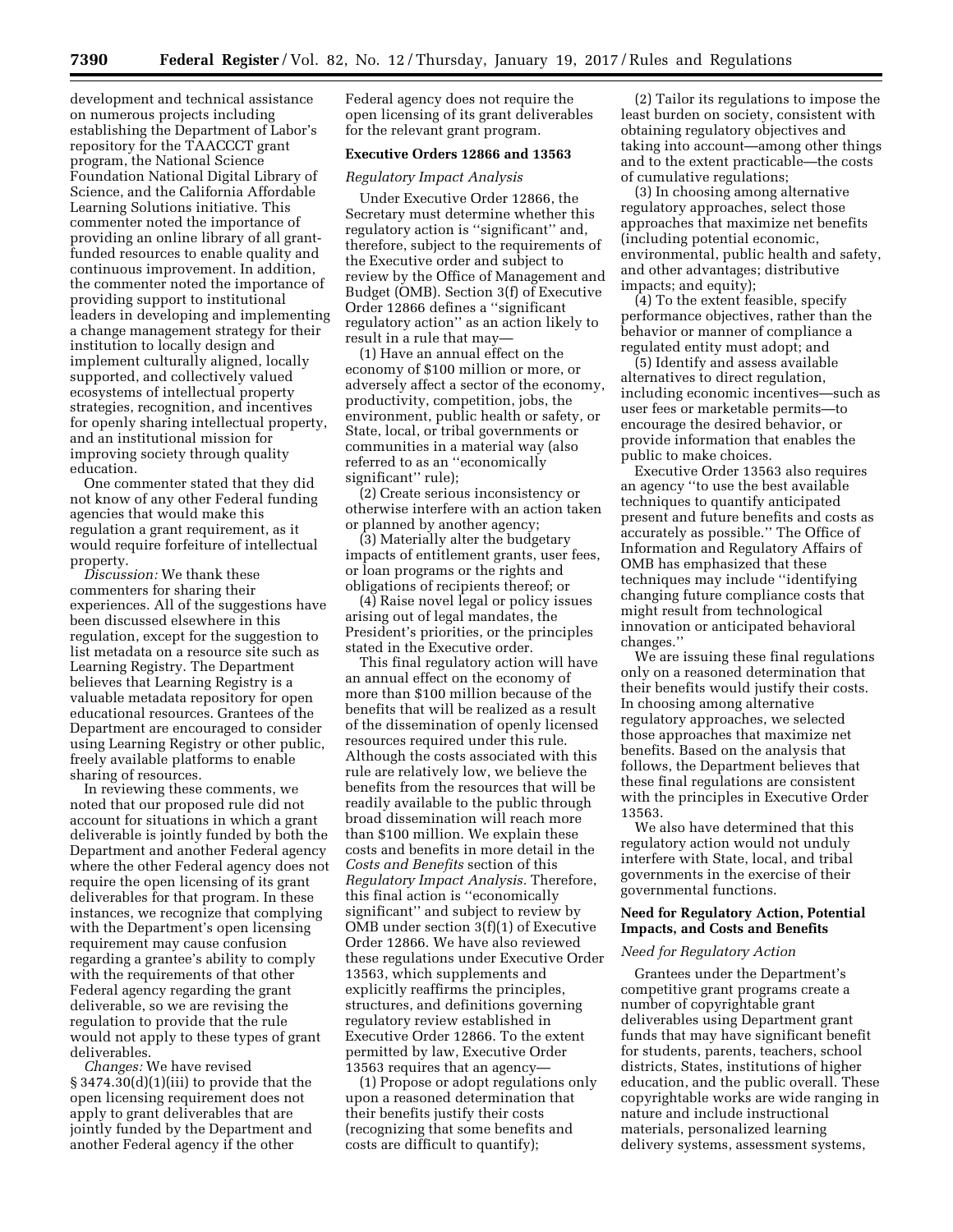development and technical assistance on numerous projects including establishing the Department of Labor's repository for the TAACCCT grant program, the National Science Foundation National Digital Library of Science, and the California Affordable Learning Solutions initiative. This commenter noted the importance of providing an online library of all grant-funded resources to enable quality and continuous improvement. In addition, the commenter noted the importance of providing support to institutional leaders in developing and implementing a change management strategy for their institution to locally design and implement culturally aligned, locally supported, and collectively valued ecosystems of intellectual property strategies, recognition, and incentives for openly sharing intellectual property, and an institutional mission for improving society through quality education.

One commenter stated that they did not know of any other Federal funding agencies that would make this regulation a grant requirement, as it would require forfeiture of intellectual property.

*Discussion:* We thank these commenters for sharing their experiences. All of the suggestions have been discussed elsewhere in this regulation, except for the suggestion to list metadata on a resource site such as Learning Registry. The Department believes that Learning Registry is a valuable metadata repository for open educational resources. Grantees of the Department are encouraged to consider using Learning Registry or other public, freely available platforms to enable sharing of resources.

In reviewing these comments, we noted that our proposed rule did not account for situations in which a grant deliverable is jointly funded by both the Department and another Federal agency where the other Federal agency does not require the open licensing of its grant deliverables for that program. In these instances, we recognize that complying with the Department's open licensing requirement may cause confusion regarding a grantee's ability to comply with the requirements of that other Federal agency regarding the grant deliverable, so we are revising the regulation to provide that the rule would not apply to these types of grant deliverables.

*Changes:* We have revised § 3474.30(d)(1)(iii) to provide that the open licensing requirement does not apply to grant deliverables that are jointly funded by the Department and another Federal agency if the other Federal agency does not require the open licensing of its grant deliverables for the relevant grant program.

## Executive Orders 12866 and 13563

### *Regulatory Impact Analysis*

Under Executive Order 12866, the Secretary must determine whether this regulatory action is "significant" and, therefore, subject to the requirements of the Executive order and subject to review by the Office of Management and Budget (OMB). Section 3(f) of Executive Order 12866 defines a "significant regulatory action" as an action likely to result in a rule that may—

(1) Have an annual effect on the economy of $100 million or more, or adversely affect a sector of the economy, productivity, competition, jobs, the environment, public health or safety, or State, local, or tribal governments or communities in a material way (also referred to as an "economically significant" rule);

(2) Create serious inconsistency or otherwise interfere with an action taken or planned by another agency;

(3) Materially alter the budgetary impacts of entitlement grants, user fees, or loan programs or the rights and obligations of recipients thereof; or

(4) Raise novel legal or policy issues arising out of legal mandates, the President's priorities, or the principles stated in the Executive order.

This final regulatory action will have an annual effect on the economy of more than $100 million because of the benefits that will be realized as a result of the dissemination of openly licensed resources required under this rule. Although the costs associated with this rule are relatively low, we believe the benefits from the resources that will be readily available to the public through broad dissemination will reach more than $100 million. We explain these costs and benefits in more detail in the *Costs and Benefits* section of this *Regulatory Impact Analysis.* Therefore, this final action is "economically significant" and subject to review by OMB under section 3(f)(1) of Executive Order 12866. We have also reviewed these regulations under Executive Order 13563, which supplements and explicitly reaffirms the principles, structures, and definitions governing regulatory review established in Executive Order 12866. To the extent permitted by law, Executive Order 13563 requires that an agency—

(1) Propose or adopt regulations only upon a reasoned determination that their benefits justify their costs (recognizing that some benefits and costs are difficult to quantify);

(2) Tailor its regulations to impose the least burden on society, consistent with obtaining regulatory objectives and taking into account—among other things and to the extent practicable—the costs of cumulative regulations;

(3) In choosing among alternative regulatory approaches, select those approaches that maximize net benefits (including potential economic, environmental, public health and safety, and other advantages; distributive impacts; and equity);

(4) To the extent feasible, specify performance objectives, rather than the behavior or manner of compliance a regulated entity must adopt; and

(5) Identify and assess available alternatives to direct regulation, including economic incentives—such as user fees or marketable permits—to encourage the desired behavior, or provide information that enables the public to make choices.

Executive Order 13563 also requires an agency "to use the best available techniques to quantify anticipated present and future benefits and costs as accurately as possible." The Office of Information and Regulatory Affairs of OMB has emphasized that these techniques may include "identifying changing future compliance costs that might result from technological innovation or anticipated behavioral changes."

We are issuing these final regulations only on a reasoned determination that their benefits would justify their costs. In choosing among alternative regulatory approaches, we selected those approaches that maximize net benefits. Based on the analysis that follows, the Department believes that these final regulations are consistent with the principles in Executive Order 13563.

We also have determined that this regulatory action would not unduly interfere with State, local, and tribal governments in the exercise of their governmental functions.

## Need for Regulatory Action, Potential Impacts, and Costs and Benefits

### *Need for Regulatory Action*

Grantees under the Department's competitive grant programs create a number of copyrightable grant deliverables using Department grant funds that may have significant benefit for students, parents, teachers, school districts, States, institutions of higher education, and the public overall. These copyrightable works are wide ranging in nature and include instructional materials, personalized learning delivery systems, assessment systems,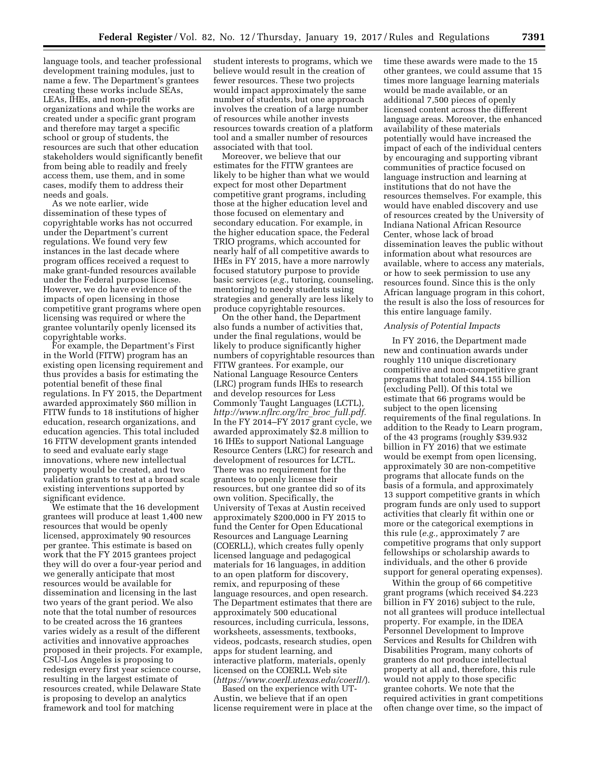language tools, and teacher professional development training modules, just to name a few. The Department's grantees creating these works include SEAs, LEAs, IHEs, and non-profit organizations and while the works are created under a specific grant program and therefore may target a specific school or group of students, the resources are such that other education stakeholders would significantly benefit from being able to readily and freely access them, use them, and in some cases, modify them to address their needs and goals.

As we note earlier, wide dissemination of these types of copyrightable works has not occurred under the Department's current regulations. We found very few instances in the last decade where program offices received a request to make grant-funded resources available under the Federal purpose license. However, we do have evidence of the impacts of open licensing in those competitive grant programs where open licensing was required or where the grantee voluntarily openly licensed its copyrightable works.

For example, the Department's First in the World (FITW) program has an existing open licensing requirement and thus provides a basis for estimating the potential benefit of these final regulations. In FY 2015, the Department awarded approximately $60 million in FITW funds to 18 institutions of higher education, research organizations, and education agencies. This total included 16 FITW development grants intended to seed and evaluate early stage innovations, where new intellectual property would be created, and two validation grants to test at a broad scale existing interventions supported by significant evidence.

We estimate that the 16 development grantees will produce at least 1,400 new resources that would be openly licensed, approximately 90 resources per grantee. This estimate is based on work that the FY 2015 grantees project they will do over a four-year period and we generally anticipate that most resources would be available for dissemination and licensing in the last two years of the grant period. We also note that the total number of resources to be created across the 16 grantees varies widely as a result of the different activities and innovative approaches proposed in their projects. For example, CSU-Los Angeles is proposing to redesign every first year science course, resulting in the largest estimate of resources created, while Delaware State is proposing to develop an analytics framework and tool for matching student interests to programs, which we believe would result in the creation of fewer resources. These two projects would impact approximately the same number of students, but one approach involves the creation of a large number of resources while another invests resources towards creation of a platform tool and a smaller number of resources associated with that tool.

Moreover, we believe that our estimates for the FITW grantees are likely to be higher than what we would expect for most other Department competitive grant programs, including those at the higher education level and those focused on elementary and secondary education. For example, in the higher education space, the Federal TRIO programs, which accounted for nearly half of all competitive awards to IHEs in FY 2015, have a more narrowly focused statutory purpose to provide basic services (*e.g.,* tutoring, counseling, mentoring) to needy students using strategies and generally are less likely to produce copyrightable resources.

On the other hand, the Department also funds a number of activities that, under the final regulations, would be likely to produce significantly higher numbers of copyrightable resources than FITW grantees. For example, our National Language Resource Centers (LRC) program funds IHEs to research and develop resources for Less Commonly Taught Languages (LCTL), *http://www.nflrc.org/lrc_broc_full.pdf.* In the FY 2014–FY 2017 grant cycle, we awarded approximately $2.8 million to 16 IHEs to support National Language Resource Centers (LRC) for research and development of resources for LCTL. There was no requirement for the grantees to openly license their resources, but one grantee did so of its own volition. Specifically, the University of Texas at Austin received approximately $200,000 in FY 2015 to fund the Center for Open Educational Resources and Language Learning (COERLL), which creates fully openly licensed language and pedagogical materials for 16 languages, in addition to an open platform for discovery, remix, and repurposing of these language resources, and open research. The Department estimates that there are approximately 500 educational resources, including curricula, lessons, worksheets, assessments, textbooks, videos, podcasts, research studies, open apps for student learning, and interactive platform, materials, openly licensed on the COERLL Web site (*https://www.coerll.utexas.edu/coerll/*).

Based on the experience with UT-Austin, we believe that if an open license requirement were in place at the time these awards were made to the 15 other grantees, we could assume that 15 times more language learning materials would be made available, or an additional 7,500 pieces of openly licensed content across the different language areas. Moreover, the enhanced availability of these materials potentially would have increased the impact of each of the individual centers by encouraging and supporting vibrant communities of practice focused on language instruction and learning at institutions that do not have the resources themselves. For example, this would have enabled discovery and use of resources created by the University of Indiana National African Resource Center, whose lack of broad dissemination leaves the public without information about what resources are available, where to access any materials, or how to seek permission to use any resources found. Since this is the only African language program in this cohort, the result is also the loss of resources for this entire language family.

*Analysis of Potential Impacts*

In FY 2016, the Department made new and continuation awards under roughly 110 unique discretionary competitive and non-competitive grant programs that totaled $44.155 billion (excluding Pell). Of this total we estimate that 66 programs would be subject to the open licensing requirements of the final regulations. In addition to the Ready to Learn program, of the 43 programs (roughly $39.932 billion in FY 2016) that we estimate would be exempt from open licensing, approximately 30 are non-competitive programs that allocate funds on the basis of a formula, and approximately 13 support competitive grants in which program funds are only used to support activities that clearly fit within one or more or the categorical exemptions in this rule (*e.g.,* approximately 7 are competitive programs that only support fellowships or scholarship awards to individuals, and the other 6 provide support for general operating expenses).

Within the group of 66 competitive grant programs (which received $4.223 billion in FY 2016) subject to the rule, not all grantees will produce intellectual property. For example, in the IDEA Personnel Development to Improve Services and Results for Children with Disabilities Program, many cohorts of grantees do not produce intellectual property at all and, therefore, this rule would not apply to those specific grantee cohorts. We note that the required activities in grant competitions often change over time, so the impact of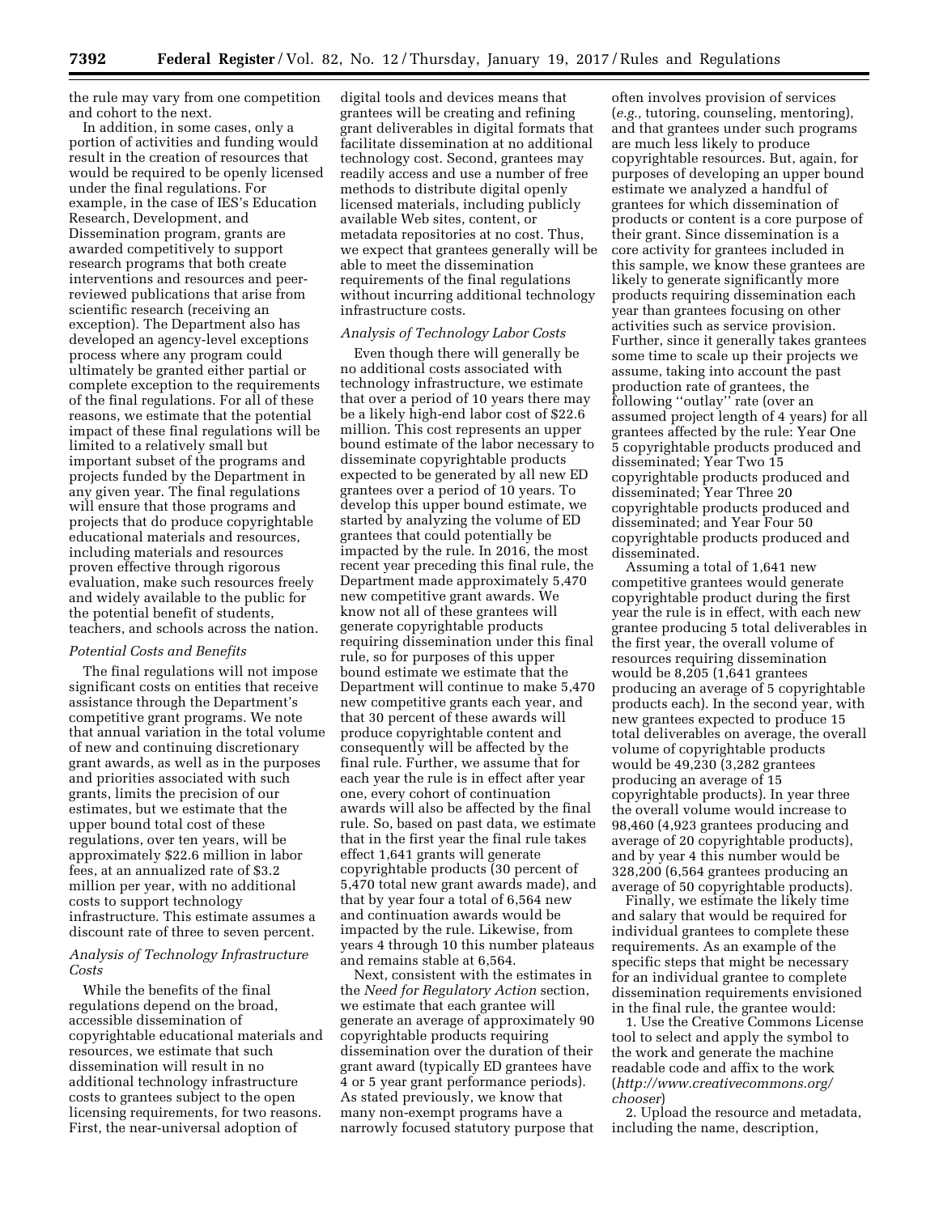the rule may vary from one competition and cohort to the next.

In addition, in some cases, only a portion of activities and funding would result in the creation of resources that would be required to be openly licensed under the final regulations. For example, in the case of IES's Education Research, Development, and Dissemination program, grants are awarded competitively to support research programs that both create interventions and resources and peer-reviewed publications that arise from scientific research (receiving an exception). The Department also has developed an agency-level exceptions process where any program could ultimately be granted either partial or complete exception to the requirements of the final regulations. For all of these reasons, we estimate that the potential impact of these final regulations will be limited to a relatively small but important subset of the programs and projects funded by the Department in any given year. The final regulations will ensure that those programs and projects that do produce copyrightable educational materials and resources, including materials and resources proven effective through rigorous evaluation, make such resources freely and widely available to the public for the potential benefit of students, teachers, and schools across the nation.

*Potential Costs and Benefits*

The final regulations will not impose significant costs on entities that receive assistance through the Department's competitive grant programs. We note that annual variation in the total volume of new and continuing discretionary grant awards, as well as in the purposes and priorities associated with such grants, limits the precision of our estimates, but we estimate that the upper bound total cost of these regulations, over ten years, will be approximately $22.6 million in labor fees, at an annualized rate of $3.2 million per year, with no additional costs to support technology infrastructure. This estimate assumes a discount rate of three to seven percent.

*Analysis of Technology Infrastructure Costs*

While the benefits of the final regulations depend on the broad, accessible dissemination of copyrightable educational materials and resources, we estimate that such dissemination will result in no additional technology infrastructure costs to grantees subject to the open licensing requirements, for two reasons. First, the near-universal adoption of digital tools and devices means that grantees will be creating and refining grant deliverables in digital formats that facilitate dissemination at no additional technology cost. Second, grantees may readily access and use a number of free methods to distribute digital openly licensed materials, including publicly available Web sites, content, or metadata repositories at no cost. Thus, we expect that grantees generally will be able to meet the dissemination requirements of the final regulations without incurring additional technology infrastructure costs.

*Analysis of Technology Labor Costs*

Even though there will generally be no additional costs associated with technology infrastructure, we estimate that over a period of 10 years there may be a likely high-end labor cost of $22.6 million. This cost represents an upper bound estimate of the labor necessary to disseminate copyrightable products expected to be generated by all new ED grantees over a period of 10 years. To develop this upper bound estimate, we started by analyzing the volume of ED grantees that could potentially be impacted by the rule. In 2016, the most recent year preceding this final rule, the Department made approximately 5,470 new competitive grant awards. We know not all of these grantees will generate copyrightable products requiring dissemination under this final rule, so for purposes of this upper bound estimate we estimate that the Department will continue to make 5,470 new competitive grants each year, and that 30 percent of these awards will produce copyrightable content and consequently will be affected by the final rule. Further, we assume that for each year the rule is in effect after year one, every cohort of continuation awards will also be affected by the final rule. So, based on past data, we estimate that in the first year the final rule takes effect 1,641 grants will generate copyrightable products (30 percent of 5,470 total new grant awards made), and that by year four a total of 6,564 new and continuation awards would be impacted by the rule. Likewise, from years 4 through 10 this number plateaus and remains stable at 6,564.

Next, consistent with the estimates in the *Need for Regulatory Action* section, we estimate that each grantee will generate an average of approximately 90 copyrightable products requiring dissemination over the duration of their grant award (typically ED grantees have 4 or 5 year grant performance periods). As stated previously, we know that many non-exempt programs have a narrowly focused statutory purpose that often involves provision of services (*e.g.,* tutoring, counseling, mentoring), and that grantees under such programs are much less likely to produce copyrightable resources. But, again, for purposes of developing an upper bound estimate we analyzed a handful of grantees for which dissemination of products or content is a core purpose of their grant. Since dissemination is a core activity for grantees included in this sample, we know these grantees are likely to generate significantly more products requiring dissemination each year than grantees focusing on other activities such as service provision. Further, since it generally takes grantees some time to scale up their projects we assume, taking into account the past production rate of grantees, the following "outlay" rate (over an assumed project length of 4 years) for all grantees affected by the rule: Year One 5 copyrightable products produced and disseminated; Year Two 15 copyrightable products produced and disseminated; Year Three 20 copyrightable products produced and disseminated; and Year Four 50 copyrightable products produced and disseminated.

Assuming a total of 1,641 new competitive grantees would generate copyrightable product during the first year the rule is in effect, with each new grantee producing 5 total deliverables in the first year, the overall volume of resources requiring dissemination would be 8,205 (1,641 grantees producing an average of 5 copyrightable products each). In the second year, with new grantees expected to produce 15 total deliverables on average, the overall volume of copyrightable products would be 49,230 (3,282 grantees producing an average of 15 copyrightable products). In year three the overall volume would increase to 98,460 (4,923 grantees producing and average of 20 copyrightable products), and by year 4 this number would be 328,200 (6,564 grantees producing an average of 50 copyrightable products).

Finally, we estimate the likely time and salary that would be required for individual grantees to complete these requirements. As an example of the specific steps that might be necessary for an individual grantee to complete dissemination requirements envisioned in the final rule, the grantee would:

1. Use the Creative Commons License tool to select and apply the symbol to the work and generate the machine readable code and affix to the work (*http://www.creativecommons.org/chooser*)

2. Upload the resource and metadata, including the name, description,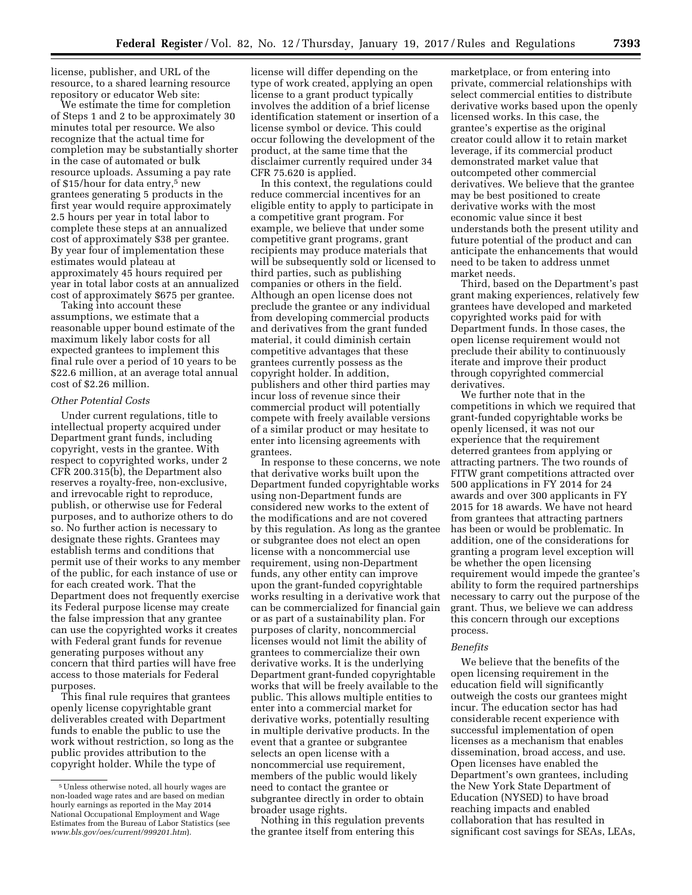license, publisher, and URL of the resource, to a shared learning resource repository or educator Web site:

We estimate the time for completion of Steps 1 and 2 to be approximately 30 minutes total per resource. We also recognize that the actual time for completion may be substantially shorter in the case of automated or bulk resource uploads. Assuming a pay rate of $15/hour for data entry,[5] new grantees generating 5 products in the first year would require approximately 2.5 hours per year in total labor to complete these steps at an annualized cost of approximately $38 per grantee. By year four of implementation these estimates would plateau at approximately 45 hours required per year in total labor costs at an annualized cost of approximately $675 per grantee.

Taking into account these assumptions, we estimate that a reasonable upper bound estimate of the maximum likely labor costs for all expected grantees to implement this final rule over a period of 10 years to be $22.6 million, at an average total annual cost of $2.26 million.

*Other Potential Costs*

Under current regulations, title to intellectual property acquired under Department grant funds, including copyright, vests in the grantee. With respect to copyrighted works, under 2 CFR 200.315(b), the Department also reserves a royalty-free, non-exclusive, and irrevocable right to reproduce, publish, or otherwise use for Federal purposes, and to authorize others to do so. No further action is necessary to designate these rights. Grantees may establish terms and conditions that permit use of their works to any member of the public, for each instance of use or for each created work. That the Department does not frequently exercise its Federal purpose license may create the false impression that any grantee can use the copyrighted works it creates with Federal grant funds for revenue generating purposes without any concern that third parties will have free access to those materials for Federal purposes.

This final rule requires that grantees openly license copyrightable grant deliverables created with Department funds to enable the public to use the work without restriction, so long as the public provides attribution to the copyright holder. While the type of license will differ depending on the type of work created, applying an open license to a grant product typically involves the addition of a brief license identification statement or insertion of a license symbol or device. This could occur following the development of the product, at the same time that the disclaimer currently required under 34 CFR 75.620 is applied.

In this context, the regulations could reduce commercial incentives for an eligible entity to apply to participate in a competitive grant program. For example, we believe that under some competitive grant programs, grant recipients may produce materials that will be subsequently sold or licensed to third parties, such as publishing companies or others in the field. Although an open license does not preclude the grantee or any individual from developing commercial products and derivatives from the grant funded material, it could diminish certain competitive advantages that these grantees currently possess as the copyright holder. In addition, publishers and other third parties may incur loss of revenue since their commercial product will potentially compete with freely available versions of a similar product or may hesitate to enter into licensing agreements with grantees.

In response to these concerns, we note that derivative works built upon the Department funded copyrightable works using non-Department funds are considered new works to the extent of the modifications and are not covered by this regulation. As long as the grantee or subgrantee does not elect an open license with a noncommercial use requirement, using non-Department funds, any other entity can improve upon the grant-funded copyrightable works resulting in a derivative work that can be commercialized for financial gain or as part of a sustainability plan. For purposes of clarity, noncommercial licenses would not limit the ability of grantees to commercialize their own derivative works. It is the underlying Department grant-funded copyrightable works that will be freely available to the public. This allows multiple entities to enter into a commercial market for derivative works, potentially resulting in multiple derivative products. In the event that a grantee or subgrantee selects an open license with a noncommercial use requirement, members of the public would likely need to contact the grantee or subgrantee directly in order to obtain broader usage rights.

Nothing in this regulation prevents the grantee itself from entering this marketplace, or from entering into private, commercial relationships with select commercial entities to distribute derivative works based upon the openly licensed works. In this case, the grantee's expertise as the original creator could allow it to retain market leverage, if its commercial product demonstrated market value that outcompeted other commercial derivatives. We believe that the grantee may be best positioned to create derivative works with the most economic value since it best understands both the present utility and future potential of the product and can anticipate the enhancements that would need to be taken to address unmet market needs.

Third, based on the Department's past grant making experiences, relatively few grantees have developed and marketed copyrighted works paid for with Department funds. In those cases, the open license requirement would not preclude their ability to continuously iterate and improve their product through copyrighted commercial derivatives.

We further note that in the competitions in which we required that grant-funded copyrightable works be openly licensed, it was not our experience that the requirement deterred grantees from applying or attracting partners. The two rounds of FITW grant competitions attracted over 500 applications in FY 2014 for 24 awards and over 300 applicants in FY 2015 for 18 awards. We have not heard from grantees that attracting partners has been or would be problematic. In addition, one of the considerations for granting a program level exception will be whether the open licensing requirement would impede the grantee's ability to form the required partnerships necessary to carry out the purpose of the grant. Thus, we believe we can address this concern through our exceptions process.

*Benefits*

We believe that the benefits of the open licensing requirement in the education field will significantly outweigh the costs our grantees might incur. The education sector has had considerable recent experience with successful implementation of open licenses as a mechanism that enables dissemination, broad access, and use. Open licenses have enabled the Department's own grantees, including the New York State Department of Education (NYSED) to have broad reaching impacts and enabled collaboration that has resulted in significant cost savings for SEAs, LEAs,

[5] Unless otherwise noted, all hourly wages are non-loaded wage rates and are based on median hourly earnings as reported in the May 2014 National Occupational Employment and Wage Estimates from the Bureau of Labor Statistics (see *www.bls.gov/oes/current/999201.htm*).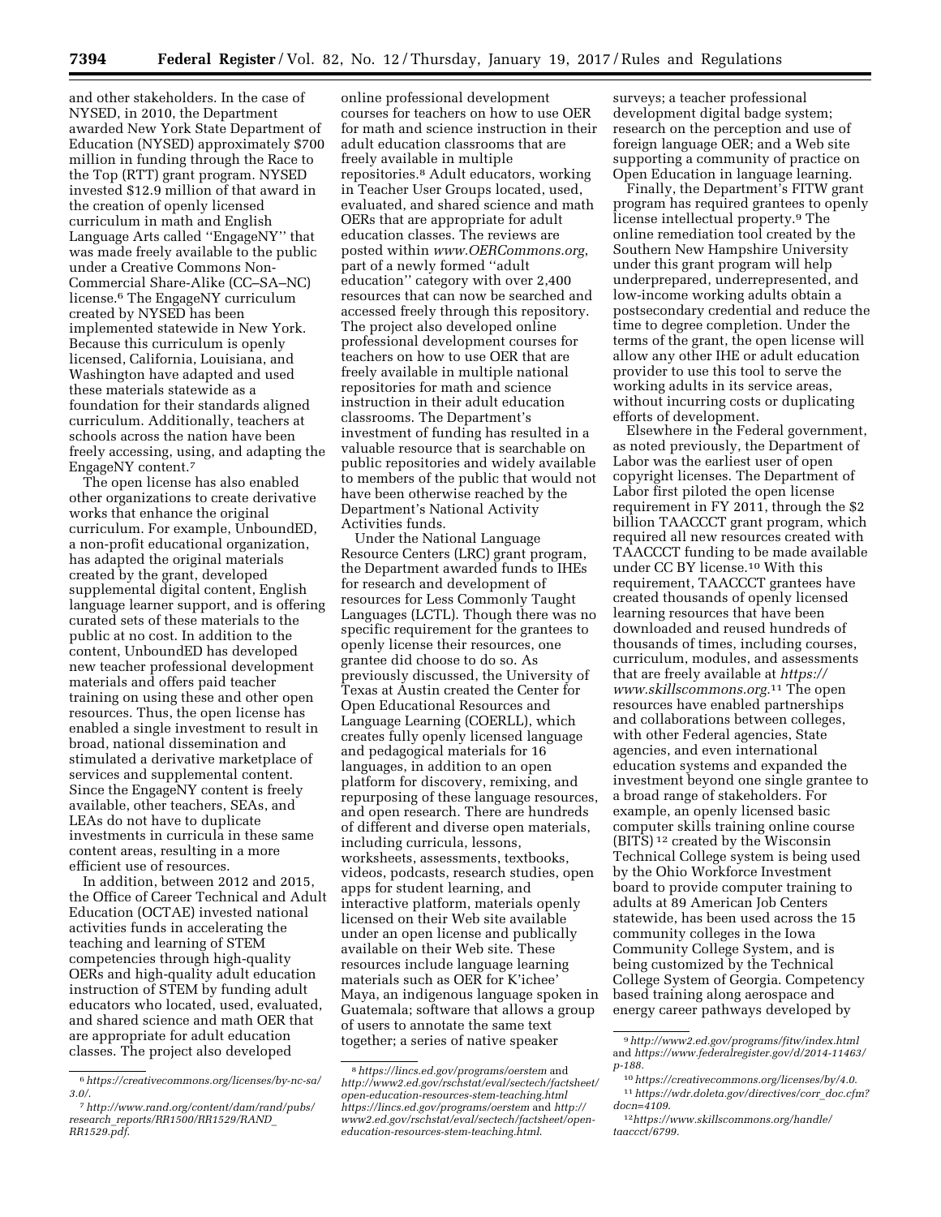and other stakeholders. In the case of NYSED, in 2010, the Department awarded New York State Department of Education (NYSED) approximately $700 million in funding through the Race to the Top (RTT) grant program. NYSED invested $12.9 million of that award in the creation of openly licensed curriculum in math and English Language Arts called ''EngageNY'' that was made freely available to the public under a Creative Commons Non-Commercial Share-Alike (CC–SA–NC) license.[6] The EngageNY curriculum created by NYSED has been implemented statewide in New York. Because this curriculum is openly licensed, California, Louisiana, and Washington have adapted and used these materials statewide as a foundation for their standards aligned curriculum. Additionally, teachers at schools across the nation have been freely accessing, using, and adapting the EngageNY content.[7]

The open license has also enabled other organizations to create derivative works that enhance the original curriculum. For example, UnboundED, a non-profit educational organization, has adapted the original materials created by the grant, developed supplemental digital content, English language learner support, and is offering curated sets of these materials to the public at no cost. In addition to the content, UnboundED has developed new teacher professional development materials and offers paid teacher training on using these and other open resources. Thus, the open license has enabled a single investment to result in broad, national dissemination and stimulated a derivative marketplace of services and supplemental content. Since the EngageNY content is freely available, other teachers, SEAs, and LEAs do not have to duplicate investments in curricula in these same content areas, resulting in a more efficient use of resources.

In addition, between 2012 and 2015, the Office of Career Technical and Adult Education (OCTAE) invested national activities funds in accelerating the teaching and learning of STEM competencies through high-quality OERs and high-quality adult education instruction of STEM by funding adult educators who located, used, evaluated, and shared science and math OER that are appropriate for adult education classes. The project also developed online professional development courses for teachers on how to use OER for math and science instruction in their adult education classrooms that are freely available in multiple repositories.[8] Adult educators, working in Teacher User Groups located, used, evaluated, and shared science and math OERs that are appropriate for adult education classes. The reviews are posted within *www.OERCommons.org*, part of a newly formed ''adult education'' category with over 2,400 resources that can now be searched and accessed freely through this repository. The project also developed online professional development courses for teachers on how to use OER that are freely available in multiple national repositories for math and science instruction in their adult education classrooms. The Department's investment of funding has resulted in a valuable resource that is searchable on public repositories and widely available to members of the public that would not have been otherwise reached by the Department's National Activity Activities funds.

Under the National Language Resource Centers (LRC) grant program, the Department awarded funds to IHEs for research and development of resources for Less Commonly Taught Languages (LCTL). Though there was no specific requirement for the grantees to openly license their resources, one grantee did choose to do so. As previously discussed, the University of Texas at Austin created the Center for Open Educational Resources and Language Learning (COERLL), which creates fully openly licensed language and pedagogical materials for 16 languages, in addition to an open platform for discovery, remixing, and repurposing of these language resources, and open research. There are hundreds of different and diverse open materials, including curricula, lessons, worksheets, assessments, textbooks, videos, podcasts, research studies, open apps for student learning, and interactive platform, materials openly licensed on their Web site available under an open license and publically available on their Web site. These resources include language learning materials such as OER for K'ichee' Maya, an indigenous language spoken in Guatemala; software that allows a group of users to annotate the same text together; a series of native speaker surveys; a teacher professional development digital badge system; research on the perception and use of foreign language OER; and a Web site supporting a community of practice on Open Education in language learning.

Finally, the Department's FITW grant program has required grantees to openly license intellectual property.[9] The online remediation tool created by the Southern New Hampshire University under this grant program will help underprepared, underrepresented, and low-income working adults obtain a postsecondary credential and reduce the time to degree completion. Under the terms of the grant, the open license will allow any other IHE or adult education provider to use this tool to serve the working adults in its service areas, without incurring costs or duplicating efforts of development.

Elsewhere in the Federal government, as noted previously, the Department of Labor was the earliest user of open copyright licenses. The Department of Labor first piloted the open license requirement in FY 2011, through the $2 billion TAACCCT grant program, which required all new resources created with TAACCCT funding to be made available under CC BY license.[10] With this requirement, TAACCCT grantees have created thousands of openly licensed learning resources that have been downloaded and reused hundreds of thousands of times, including courses, curriculum, modules, and assessments that are freely available at *https://www.skillscommons.org*.[11] The open resources have enabled partnerships and collaborations between colleges, with other Federal agencies, State agencies, and even international education systems and expanded the investment beyond one single grantee to a broad range of stakeholders. For example, an openly licensed basic computer skills training online course (BITS)[12] created by the Wisconsin Technical College system is being used by the Ohio Workforce Investment board to provide computer training to adults at 89 American Job Centers statewide, has been used across the 15 community colleges in the Iowa Community College System, and is being customized by the Technical College System of Georgia. Competency based training along aerospace and energy career pathways developed by

---

[6] *https://creativecommons.org/licenses/by-nc-sa/3.0/*.

[7] *http://www.rand.org/content/dam/rand/pubs/research_reports/RR1500/RR1529/RAND_RR1529.pdf*.

[8] *https://lincs.ed.gov/programs/oerstem* and *http://www2.ed.gov/rschstat/eval/sectech/factsheet/open-education-resources-stem-teaching.html https://lincs.ed.gov/programs/oerstem* and *http://www2.ed.gov/rschstat/eval/sectech/factsheet/open-education-resources-stem-teaching.html*.

[9] *http://www2.ed.gov/programs/fitw/index.html* and *https://www.federalregister.gov/d/2014-11463/p-188*.

[10] *https://creativecommons.org/licenses/by/4.0*.

[11] *https://wdr.doleta.gov/directives/corr_doc.cfm?docn=4109*.

[12] *https://www.skillscommons.org/handle/taaccct/6799*.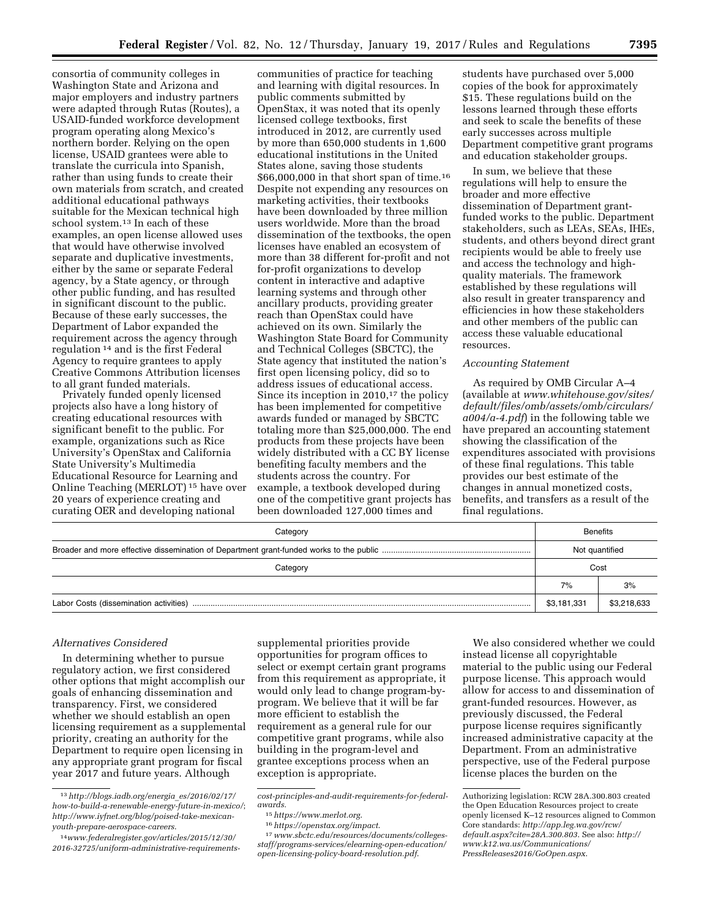consortia of community colleges in Washington State and Arizona and major employers and industry partners were adapted through Rutas (Routes), a USAID-funded workforce development program operating along Mexico's northern border. Relying on the open license, USAID grantees were able to translate the curricula into Spanish, rather than using funds to create their own materials from scratch, and created additional educational pathways suitable for the Mexican technical high school system.[13] In each of these examples, an open license allowed uses that would have otherwise involved separate and duplicative investments, either by the same or separate Federal agency, by a State agency, or through other public funding, and has resulted in significant discount to the public. Because of these early successes, the Department of Labor expanded the requirement across the agency through regulation [14] and is the first Federal Agency to require grantees to apply Creative Commons Attribution licenses to all grant funded materials.

Privately funded openly licensed projects also have a long history of creating educational resources with significant benefit to the public. For example, organizations such as Rice University's OpenStax and California State University's Multimedia Educational Resource for Learning and Online Teaching (MERLOT) [15] have over 20 years of experience creating and curating OER and developing national communities of practice for teaching and learning with digital resources. In public comments submitted by OpenStax, it was noted that its openly licensed college textbooks, first introduced in 2012, are currently used by more than 650,000 students in 1,600 educational institutions in the United States alone, saving those students $66,000,000 in that short span of time.[16] Despite not expending any resources on marketing activities, their textbooks have been downloaded by three million users worldwide. More than the broad dissemination of the textbooks, the open licenses have enabled an ecosystem of more than 38 different for-profit and not for-profit organizations to develop content in interactive and adaptive learning systems and through other ancillary products, providing greater reach than OpenStax could have achieved on its own. Similarly the Washington State Board for Community and Technical Colleges (SBCTC), the State agency that instituted the nation's first open licensing policy, did so to address issues of educational access. Since its inception in 2010,[17] the policy has been implemented for competitive awards funded or managed by SBCTC totaling more than $25,000,000. The end products from these projects have been widely distributed with a CC BY license benefiting faculty members and the students across the country. For example, a textbook developed during one of the competitive grant projects has been downloaded 127,000 times and students have purchased over 5,000 copies of the book for approximately $15. These regulations build on the lessons learned through these efforts and seek to scale the benefits of these early successes across multiple Department competitive grant programs and education stakeholder groups.

In sum, we believe that these regulations will help to ensure the broader and more effective dissemination of Department grant-funded works to the public. Department stakeholders, such as LEAs, SEAs, IHEs, students, and others beyond direct grant recipients would be able to freely use and access the technology and high-quality materials. The framework established by these regulations will also result in greater transparency and efficiencies in how these stakeholders and other members of the public can access these valuable educational resources.

*Accounting Statement*

As required by OMB Circular A–4 (available at *www.whitehouse.gov/sites/default/files/omb/assets/omb/circulars/a004/a-4.pdf*) in the following table we have prepared an accounting statement showing the classification of the expenditures associated with provisions of these final regulations. This table provides our best estimate of the changes in annual monetized costs, benefits, and transfers as a result of the final regulations.

| Category | Benefits | |
|---|---|---|
| Broader and more effective dissemination of Department grant-funded works to the public | Not quantified | |
| **Category** | **Cost** | |
| | 7% | 3% |
| Labor Costs (dissemination activities) | $3,181,331 | $3,218,633 |

*Alternatives Considered*

In determining whether to pursue regulatory action, we first considered other options that might accomplish our goals of enhancing dissemination and transparency. First, we considered whether we should establish an open licensing requirement as a supplemental priority, creating an authority for the Department to require open licensing in any appropriate grant program for fiscal year 2017 and future years. Although supplemental priorities provide opportunities for program offices to select or exempt certain grant programs from this requirement as appropriate, it would only lead to change program-by-program. We believe that it will be far more efficient to establish the requirement as a general rule for our competitive grant programs, while also building in the program-level and grantee exceptions process when an exception is appropriate.

We also considered whether we could instead license all copyrightable material to the public using our Federal purpose license. This approach would allow for access to and dissemination of grant-funded resources. However, as previously discussed, the Federal purpose license requires significantly increased administrative capacity at the Department. From an administrative perspective, use of the Federal purpose license places the burden on the

---

Authorizing legislation: RCW 28A.300.803 created the Open Education Resources project to create openly licensed K–12 resources aligned to Common Core standards: *http://app.leg.wa.gov/rcw/default.aspx?cite=28A.300.803*. See also: *http://www.k12.wa.us/Communications/PressReleases2016/GoOpen.aspx*.

[13] *http://blogs.iadb.org/energia_es/2016/02/17/how-to-build-a-renewable-energy-future-in-mexico/*; *http://www.iyfnet.org/blog/poised-take-mexican-youth-prepare-aerospace-careers*.

[14] *www.federalregister.gov/articles/2015/12/30/2016-32725/uniform-administrative-requirements-cost-principles-and-audit-requirements-for-federal-awards*.

[15] *https://www.merlot.org*.

[16] *https://openstax.org/impact*.

[17] *www.sbctc.edu/resources/documents/colleges-staff/programs-services/elearning-open-education/open-licensing-policy-board-resolution.pdf*.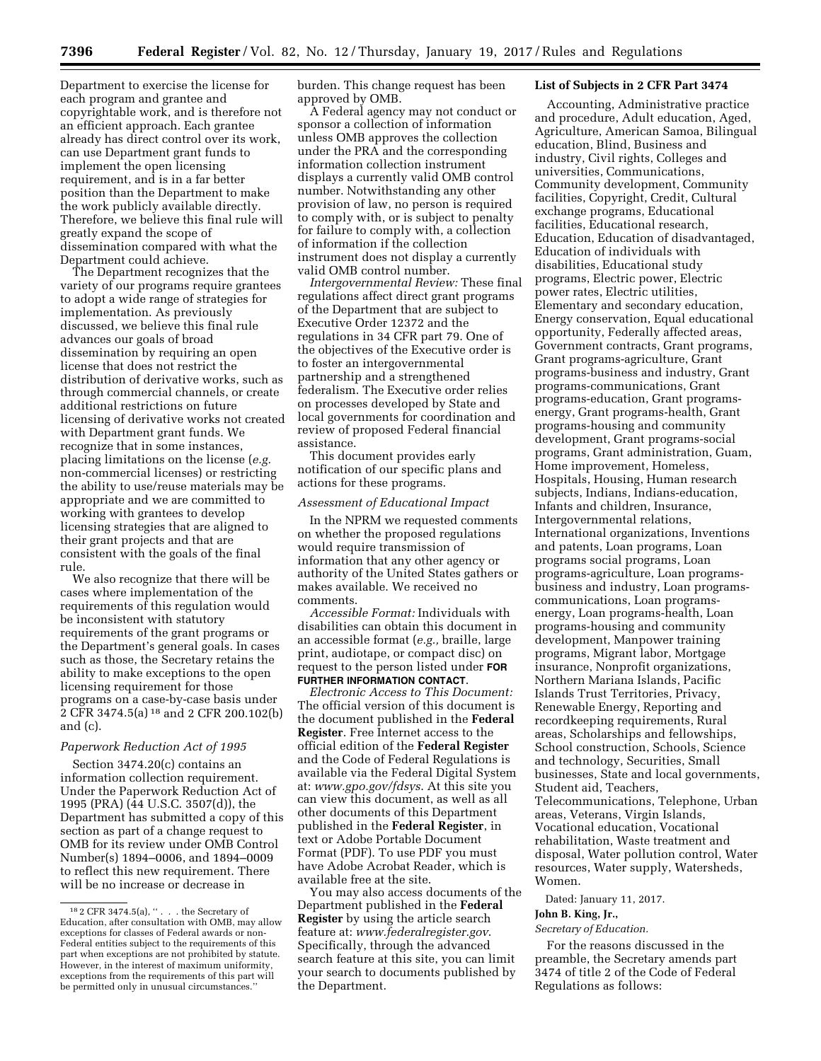Department to exercise the license for each program and grantee and copyrightable work, and is therefore not an efficient approach. Each grantee already has direct control over its work, can use Department grant funds to implement the open licensing requirement, and is in a far better position than the Department to make the work publicly available directly. Therefore, we believe this final rule will greatly expand the scope of dissemination compared with what the Department could achieve.

The Department recognizes that the variety of our programs require grantees to adopt a wide range of strategies for implementation. As previously discussed, we believe this final rule advances our goals of broad dissemination by requiring an open license that does not restrict the distribution of derivative works, such as through commercial channels, or create additional restrictions on future licensing of derivative works not created with Department grant funds. We recognize that in some instances, placing limitations on the license (*e.g.* non-commercial licenses) or restricting the ability to use/reuse materials may be appropriate and we are committed to working with grantees to develop licensing strategies that are aligned to their grant projects and that are consistent with the goals of the final rule.

We also recognize that there will be cases where implementation of the requirements of this regulation would be inconsistent with statutory requirements of the grant programs or the Department's general goals. In cases such as those, the Secretary retains the ability to make exceptions to the open licensing requirement for those programs on a case-by-case basis under 2 CFR 3474.5(a) [18] and 2 CFR 200.102(b) and (c).

*Paperwork Reduction Act of 1995*

Section 3474.20(c) contains an information collection requirement. Under the Paperwork Reduction Act of 1995 (PRA) (44 U.S.C. 3507(d)), the Department has submitted a copy of this section as part of a change request to OMB for its review under OMB Control Number(s) 1894–0006, and 1894–0009 to reflect this new requirement. There will be no increase or decrease in burden. This change request has been approved by OMB.

A Federal agency may not conduct or sponsor a collection of information unless OMB approves the collection under the PRA and the corresponding information collection instrument displays a currently valid OMB control number. Notwithstanding any other provision of law, no person is required to comply with, or is subject to penalty for failure to comply with, a collection of information if the collection instrument does not display a currently valid OMB control number.

*Intergovernmental Review:* These final regulations affect direct grant programs of the Department that are subject to Executive Order 12372 and the regulations in 34 CFR part 79. One of the objectives of the Executive order is to foster an intergovernmental partnership and a strengthened federalism. The Executive order relies on processes developed by State and local governments for coordination and review of proposed Federal financial assistance.

This document provides early notification of our specific plans and actions for these programs.

*Assessment of Educational Impact*

In the NPRM we requested comments on whether the proposed regulations would require transmission of information that any other agency or authority of the United States gathers or makes available. We received no comments.

*Accessible Format:* Individuals with disabilities can obtain this document in an accessible format (*e.g.,* braille, large print, audiotape, or compact disc) on request to the person listed under **FOR FURTHER INFORMATION CONTACT**.

*Electronic Access to This Document:* The official version of this document is the document published in the **Federal Register**. Free Internet access to the official edition of the **Federal Register** and the Code of Federal Regulations is available via the Federal Digital System at: *www.gpo.gov/fdsys*. At this site you can view this document, as well as all other documents of this Department published in the **Federal Register**, in text or Adobe Portable Document Format (PDF). To use PDF you must have Adobe Acrobat Reader, which is available free at the site.

You may also access documents of the Department published in the **Federal Register** by using the article search feature at: *www.federalregister.gov*. Specifically, through the advanced search feature at this site, you can limit your search to documents published by the Department.

**List of Subjects in 2 CFR Part 3474**

Accounting, Administrative practice and procedure, Adult education, Aged, Agriculture, American Samoa, Bilingual education, Blind, Business and industry, Civil rights, Colleges and universities, Communications, Community development, Community facilities, Copyright, Credit, Cultural exchange programs, Educational facilities, Educational research, Education, Education of disadvantaged, Education of individuals with disabilities, Educational study programs, Electric power, Electric power rates, Electric utilities, Elementary and secondary education, Energy conservation, Equal educational opportunity, Federally affected areas, Government contracts, Grant programs, Grant programs-agriculture, Grant programs-business and industry, Grant programs-communications, Grant programs-education, Grant programs-energy, Grant programs-health, Grant programs-housing and community development, Grant programs-social programs, Grant administration, Guam, Home improvement, Homeless, Hospitals, Housing, Human research subjects, Indians, Indians-education, Infants and children, Insurance, Intergovernmental relations, International organizations, Inventions and patents, Loan programs, Loan programs social programs, Loan programs-agriculture, Loan programs-business and industry, Loan programs-communications, Loan programs-energy, Loan programs-health, Loan programs-housing and community development, Manpower training programs, Migrant labor, Mortgage insurance, Nonprofit organizations, Northern Mariana Islands, Pacific Islands Trust Territories, Privacy, Renewable Energy, Reporting and recordkeeping requirements, Rural areas, Scholarships and fellowships, School construction, Schools, Science and technology, Securities, Small businesses, State and local governments, Student aid, Teachers, Telecommunications, Telephone, Urban areas, Veterans, Virgin Islands, Vocational education, Vocational rehabilitation, Waste treatment and disposal, Water pollution control, Water resources, Water supply, Watersheds, Women.

Dated: January 11, 2017.

**John B. King, Jr.,**

*Secretary of Education.*

For the reasons discussed in the preamble, the Secretary amends part 3474 of title 2 of the Code of Federal Regulations as follows:

---

[18] 2 CFR 3474.5(a), ". . . the Secretary of Education, after consultation with OMB, may allow exceptions for classes of Federal awards or non-Federal entities subject to the requirements of this part when exceptions are not prohibited by statute. However, in the interest of maximum uniformity, exceptions from the requirements of this part will be permitted only in unusual circumstances."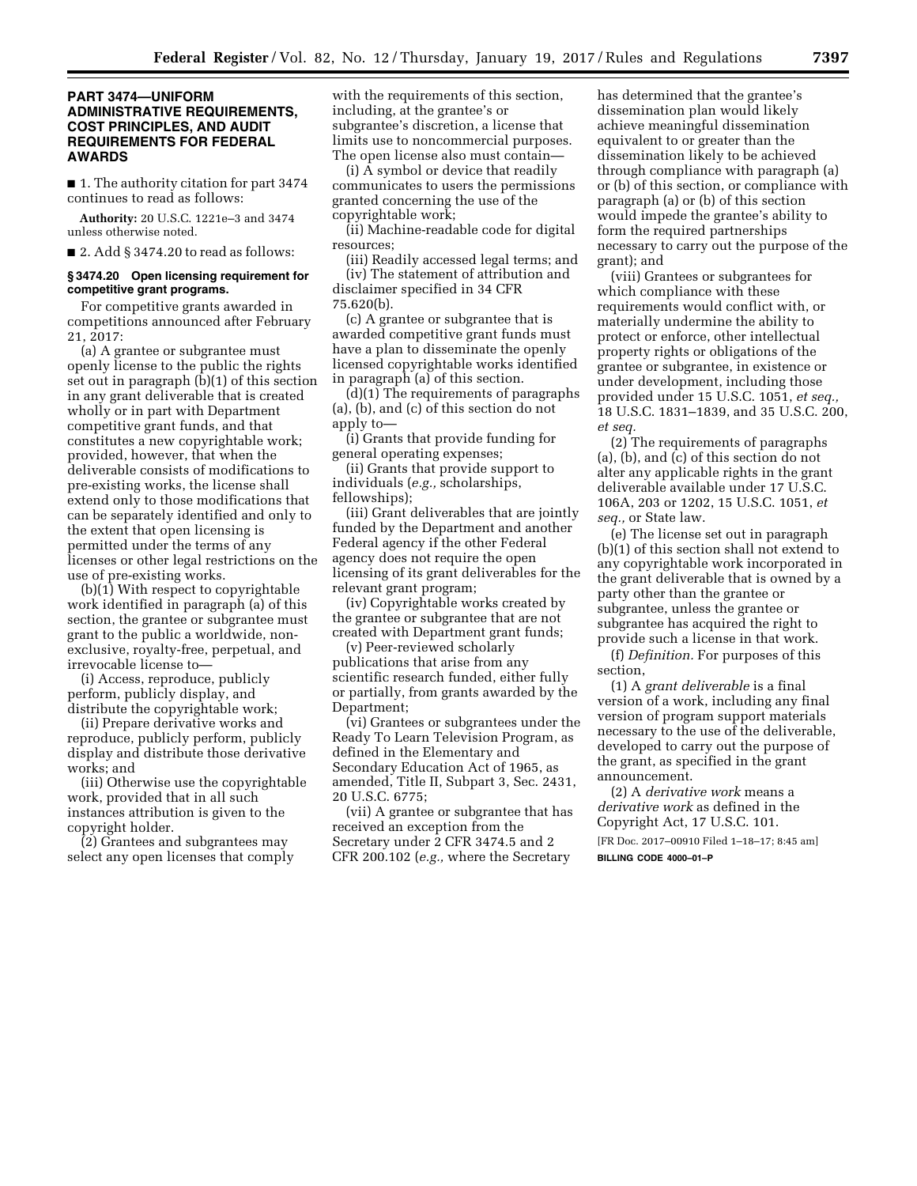## PART 3474—UNIFORM ADMINISTRATIVE REQUIREMENTS, COST PRINCIPLES, AND AUDIT REQUIREMENTS FOR FEDERAL AWARDS

■ 1. The authority citation for part 3474 continues to read as follows:

**Authority:** 20 U.S.C. 1221e–3 and 3474 unless otherwise noted.

■ 2. Add § 3474.20 to read as follows:

### § 3474.20 Open licensing requirement for competitive grant programs.

For competitive grants awarded in competitions announced after February 21, 2017:

(a) A grantee or subgrantee must openly license to the public the rights set out in paragraph (b)(1) of this section in any grant deliverable that is created wholly or in part with Department competitive grant funds, and that constitutes a new copyrightable work; provided, however, that when the deliverable consists of modifications to pre-existing works, the license shall extend only to those modifications that can be separately identified and only to the extent that open licensing is permitted under the terms of any licenses or other legal restrictions on the use of pre-existing works.

(b)(1) With respect to copyrightable work identified in paragraph (a) of this section, the grantee or subgrantee must grant to the public a worldwide, non-exclusive, royalty-free, perpetual, and irrevocable license to—

(i) Access, reproduce, publicly perform, publicly display, and distribute the copyrightable work;

(ii) Prepare derivative works and reproduce, publicly perform, publicly display and distribute those derivative works; and

(iii) Otherwise use the copyrightable work, provided that in all such instances attribution is given to the copyright holder.

(2) Grantees and subgrantees may select any open licenses that comply with the requirements of this section, including, at the grantee's or subgrantee's discretion, a license that limits use to noncommercial purposes. The open license also must contain—

(i) A symbol or device that readily communicates to users the permissions granted concerning the use of the copyrightable work;

(ii) Machine-readable code for digital resources;

(iii) Readily accessed legal terms; and

(iv) The statement of attribution and disclaimer specified in 34 CFR 75.620(b).

(c) A grantee or subgrantee that is awarded competitive grant funds must have a plan to disseminate the openly licensed copyrightable works identified in paragraph (a) of this section.

(d)(1) The requirements of paragraphs (a), (b), and (c) of this section do not apply to—

(i) Grants that provide funding for general operating expenses;

(ii) Grants that provide support to individuals (*e.g.,* scholarships, fellowships);

(iii) Grant deliverables that are jointly funded by the Department and another Federal agency if the other Federal agency does not require the open licensing of its grant deliverables for the relevant grant program;

(iv) Copyrightable works created by the grantee or subgrantee that are not created with Department grant funds;

(v) Peer-reviewed scholarly publications that arise from any scientific research funded, either fully or partially, from grants awarded by the Department;

(vi) Grantees or subgrantees under the Ready To Learn Television Program, as defined in the Elementary and Secondary Education Act of 1965, as amended, Title II, Subpart 3, Sec. 2431, 20 U.S.C. 6775;

(vii) A grantee or subgrantee that has received an exception from the Secretary under 2 CFR 3474.5 and 2 CFR 200.102 (*e.g.,* where the Secretary has determined that the grantee's dissemination plan would likely achieve meaningful dissemination equivalent to or greater than the dissemination likely to be achieved through compliance with paragraph (a) or (b) of this section, or compliance with paragraph (a) or (b) of this section would impede the grantee's ability to form the required partnerships necessary to carry out the purpose of the grant); and

(viii) Grantees or subgrantees for which compliance with these requirements would conflict with, or materially undermine the ability to protect or enforce, other intellectual property rights or obligations of the grantee or subgrantee, in existence or under development, including those provided under 15 U.S.C. 1051, *et seq.,* 18 U.S.C. 1831–1839, and 35 U.S.C. 200, *et seq.*

(2) The requirements of paragraphs (a), (b), and (c) of this section do not alter any applicable rights in the grant deliverable available under 17 U.S.C. 106A, 203 or 1202, 15 U.S.C. 1051, *et seq.,* or State law.

(e) The license set out in paragraph (b)(1) of this section shall not extend to any copyrightable work incorporated in the grant deliverable that is owned by a party other than the grantee or subgrantee, unless the grantee or subgrantee has acquired the right to provide such a license in that work.

(f) *Definition.* For purposes of this section,

(1) A *grant deliverable* is a final version of a work, including any final version of program support materials necessary to the use of the deliverable, developed to carry out the purpose of the grant, as specified in the grant announcement.

(2) A *derivative work* means a *derivative work* as defined in the Copyright Act, 17 U.S.C. 101.

[FR Doc. 2017–00910 Filed 1–18–17; 8:45 am]

**BILLING CODE 4000–01–P**